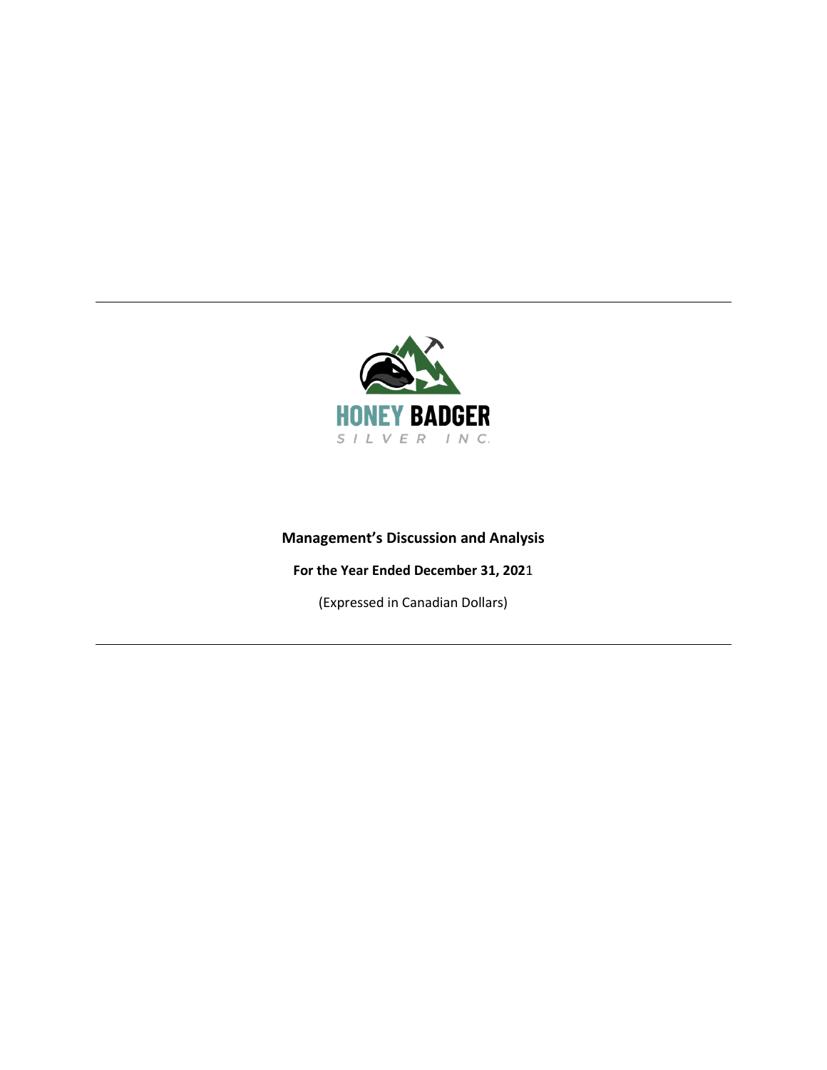HONEY BADGER

SILVER INC.

# Management's Discussion and Analysis

**For the Year Ended December 31, 2021**

(Expressed in Canadian Dollars)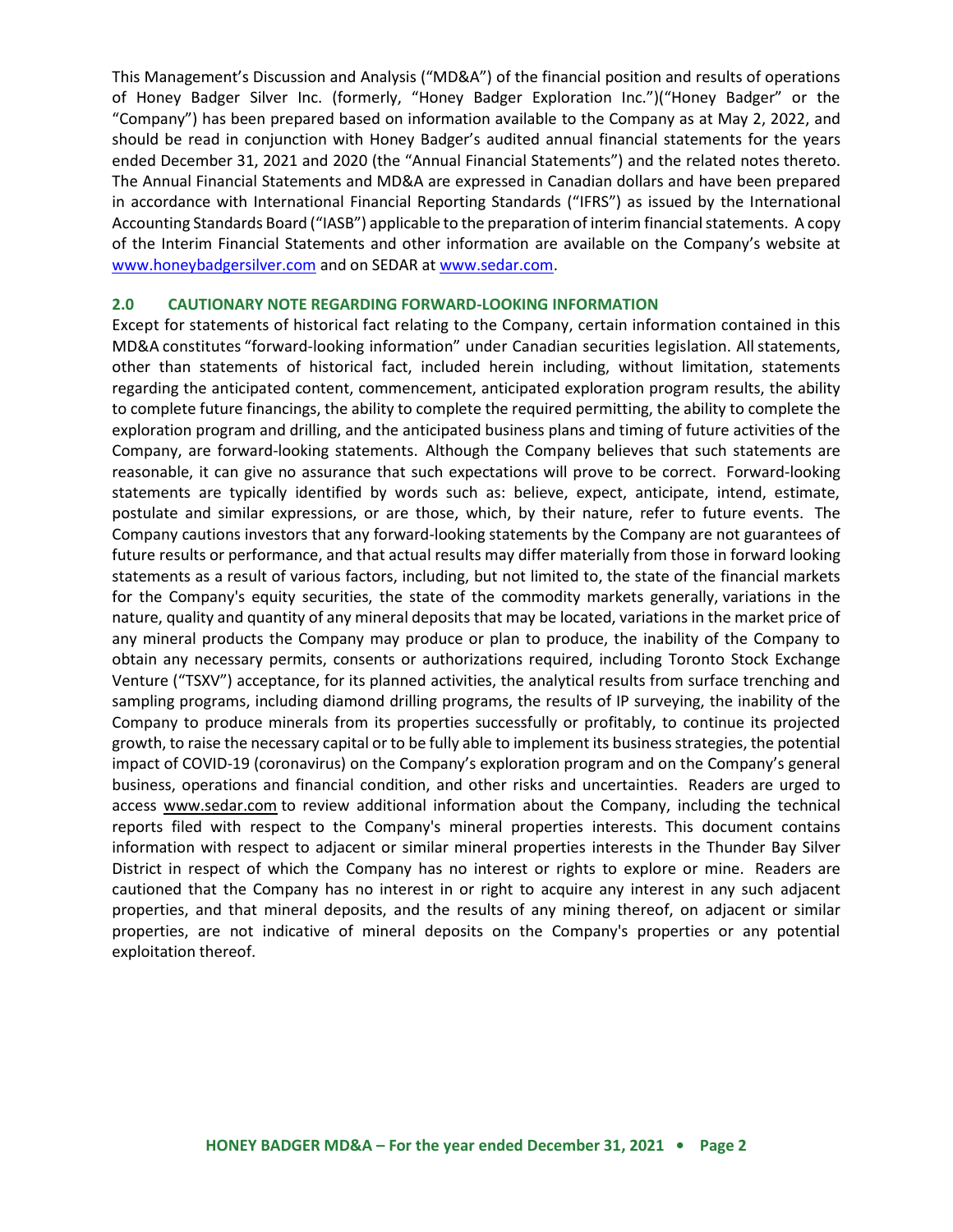This Management's Discussion and Analysis ("MD&A") of the financial position and results of operations of Honey Badger Silver Inc. (formerly, "Honey Badger Exploration Inc.")("Honey Badger" or the "Company") has been prepared based on information available to the Company as at May 2, 2022, and should be read in conjunction with Honey Badger's audited annual financial statements for the years ended December 31, 2021 and 2020 (the "Annual Financial Statements") and the related notes thereto. The Annual Financial Statements and MD&A are expressed in Canadian dollars and have been prepared in accordance with International Financial Reporting Standards ("IFRS") as issued by the International Accounting Standards Board ("IASB") applicable to the preparation of interim financial statements. A copy of the Interim Financial Statements and other information are available on the Company's website at www.honeybadgersilver.com and on SEDAR at www.sedar.com.

## 2.0 CAUTIONARY NOTE REGARDING FORWARD-LOOKING INFORMATION

Except for statements of historical fact relating to the Company, certain information contained in this MD&A constitutes "forward-looking information" under Canadian securities legislation. All statements, other than statements of historical fact, included herein including, without limitation, statements regarding the anticipated content, commencement, anticipated exploration program results, the ability to complete future financings, the ability to complete the required permitting, the ability to complete the exploration program and drilling, and the anticipated business plans and timing of future activities of the Company, are forward-looking statements. Although the Company believes that such statements are reasonable, it can give no assurance that such expectations will prove to be correct. Forward-looking statements are typically identified by words such as: believe, expect, anticipate, intend, estimate, postulate and similar expressions, or are those, which, by their nature, refer to future events. The Company cautions investors that any forward-looking statements by the Company are not guarantees of future results or performance, and that actual results may differ materially from those in forward looking statements as a result of various factors, including, but not limited to, the state of the financial markets for the Company's equity securities, the state of the commodity markets generally, variations in the nature, quality and quantity of any mineral deposits that may be located, variations in the market price of any mineral products the Company may produce or plan to produce, the inability of the Company to obtain any necessary permits, consents or authorizations required, including Toronto Stock Exchange Venture ("TSXV") acceptance, for its planned activities, the analytical results from surface trenching and sampling programs, including diamond drilling programs, the results of IP surveying, the inability of the Company to produce minerals from its properties successfully or profitably, to continue its projected growth, to raise the necessary capital or to be fully able to implement its business strategies, the potential impact of COVID-19 (coronavirus) on the Company's exploration program and on the Company's general business, operations and financial condition, and other risks and uncertainties. Readers are urged to access www.sedar.com to review additional information about the Company, including the technical reports filed with respect to the Company's mineral properties interests. This document contains information with respect to adjacent or similar mineral properties interests in the Thunder Bay Silver District in respect of which the Company has no interest or rights to explore or mine. Readers are cautioned that the Company has no interest in or right to acquire any interest in any such adjacent properties, and that mineral deposits, and the results of any mining thereof, on adjacent or similar properties, are not indicative of mineral deposits on the Company's properties or any potential exploitation thereof.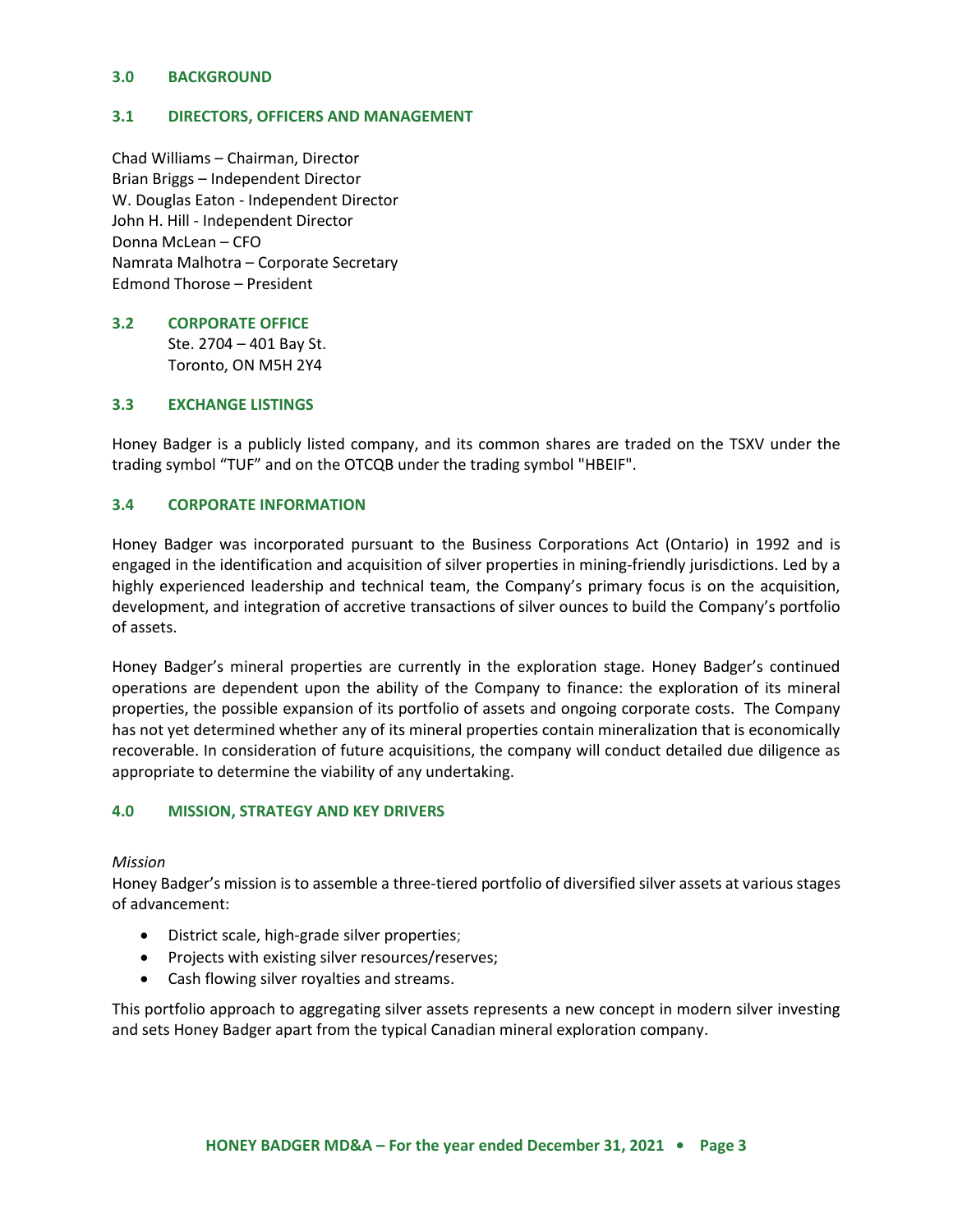## 3.0 BACKGROUND

### 3.1 DIRECTORS, OFFICERS AND MANAGEMENT

Chad Williams – Chairman, Director
Brian Briggs – Independent Director
W. Douglas Eaton - Independent Director
John H. Hill - Independent Director
Donna McLean – CFO
Namrata Malhotra – Corporate Secretary
Edmond Thorose – President

### 3.2 CORPORATE OFFICE

Ste. 2704 – 401 Bay St.
Toronto, ON M5H 2Y4

### 3.3 EXCHANGE LISTINGS

Honey Badger is a publicly listed company, and its common shares are traded on the TSXV under the trading symbol "TUF" and on the OTCQB under the trading symbol "HBEIF".

### 3.4 CORPORATE INFORMATION

Honey Badger was incorporated pursuant to the Business Corporations Act (Ontario) in 1992 and is engaged in the identification and acquisition of silver properties in mining-friendly jurisdictions. Led by a highly experienced leadership and technical team, the Company's primary focus is on the acquisition, development, and integration of accretive transactions of silver ounces to build the Company's portfolio of assets.

Honey Badger's mineral properties are currently in the exploration stage. Honey Badger's continued operations are dependent upon the ability of the Company to finance: the exploration of its mineral properties, the possible expansion of its portfolio of assets and ongoing corporate costs. The Company has not yet determined whether any of its mineral properties contain mineralization that is economically recoverable. In consideration of future acquisitions, the company will conduct detailed due diligence as appropriate to determine the viability of any undertaking.

## 4.0 MISSION, STRATEGY AND KEY DRIVERS

*Mission*

Honey Badger's mission is to assemble a three-tiered portfolio of diversified silver assets at various stages of advancement:

- District scale, high-grade silver properties;
- Projects with existing silver resources/reserves;
- Cash flowing silver royalties and streams.

This portfolio approach to aggregating silver assets represents a new concept in modern silver investing and sets Honey Badger apart from the typical Canadian mineral exploration company.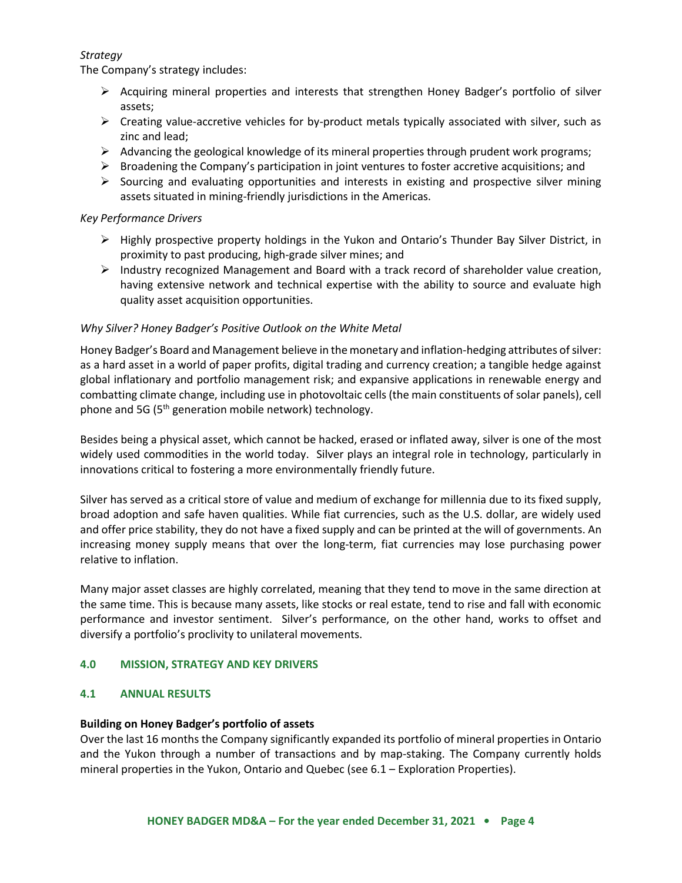*Strategy*

The Company's strategy includes:

- Acquiring mineral properties and interests that strengthen Honey Badger's portfolio of silver assets;
- Creating value-accretive vehicles for by-product metals typically associated with silver, such as zinc and lead;
- Advancing the geological knowledge of its mineral properties through prudent work programs;
- Broadening the Company's participation in joint ventures to foster accretive acquisitions; and
- Sourcing and evaluating opportunities and interests in existing and prospective silver mining assets situated in mining-friendly jurisdictions in the Americas.

*Key Performance Drivers*

- Highly prospective property holdings in the Yukon and Ontario's Thunder Bay Silver District, in proximity to past producing, high-grade silver mines; and
- Industry recognized Management and Board with a track record of shareholder value creation, having extensive network and technical expertise with the ability to source and evaluate high quality asset acquisition opportunities.

*Why Silver? Honey Badger's Positive Outlook on the White Metal*

Honey Badger's Board and Management believe in the monetary and inflation-hedging attributes of silver: as a hard asset in a world of paper profits, digital trading and currency creation; a tangible hedge against global inflationary and portfolio management risk; and expansive applications in renewable energy and combatting climate change, including use in photovoltaic cells (the main constituents of solar panels), cell phone and 5G (5th generation mobile network) technology.

Besides being a physical asset, which cannot be hacked, erased or inflated away, silver is one of the most widely used commodities in the world today. Silver plays an integral role in technology, particularly in innovations critical to fostering a more environmentally friendly future.

Silver has served as a critical store of value and medium of exchange for millennia due to its fixed supply, broad adoption and safe haven qualities. While fiat currencies, such as the U.S. dollar, are widely used and offer price stability, they do not have a fixed supply and can be printed at the will of governments. An increasing money supply means that over the long-term, fiat currencies may lose purchasing power relative to inflation.

Many major asset classes are highly correlated, meaning that they tend to move in the same direction at the same time. This is because many assets, like stocks or real estate, tend to rise and fall with economic performance and investor sentiment. Silver's performance, on the other hand, works to offset and diversify a portfolio's proclivity to unilateral movements.

## 4.0 MISSION, STRATEGY AND KEY DRIVERS

## 4.1 ANNUAL RESULTS

**Building on Honey Badger's portfolio of assets**

Over the last 16 months the Company significantly expanded its portfolio of mineral properties in Ontario and the Yukon through a number of transactions and by map-staking. The Company currently holds mineral properties in the Yukon, Ontario and Quebec (see 6.1 – Exploration Properties).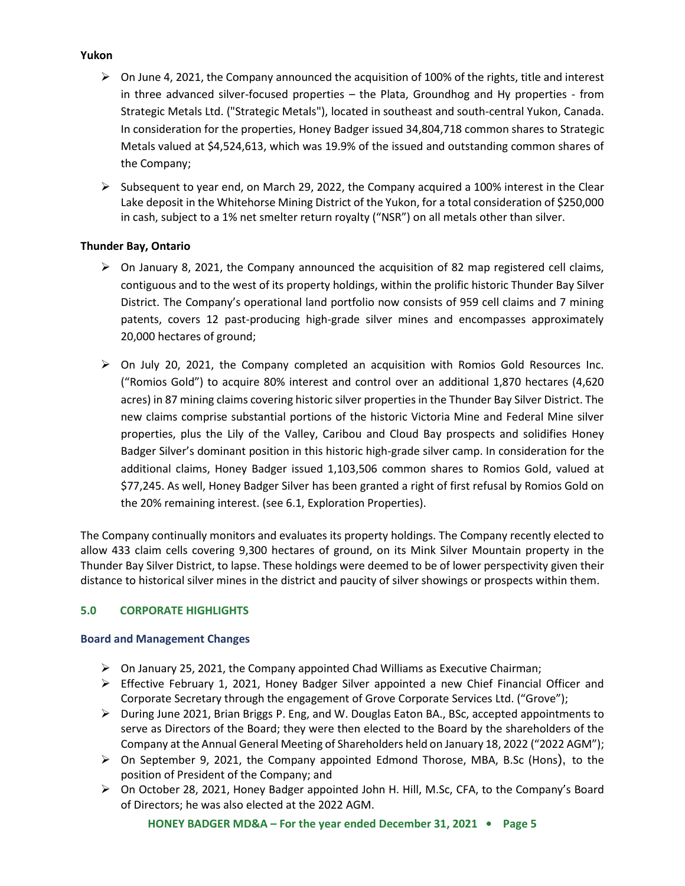**Yukon**

- On June 4, 2021, the Company announced the acquisition of 100% of the rights, title and interest in three advanced silver-focused properties – the Plata, Groundhog and Hy properties - from Strategic Metals Ltd. ("Strategic Metals"), located in southeast and south-central Yukon, Canada. In consideration for the properties, Honey Badger issued 34,804,718 common shares to Strategic Metals valued at $4,524,613, which was 19.9% of the issued and outstanding common shares of the Company;
- Subsequent to year end, on March 29, 2022, the Company acquired a 100% interest in the Clear Lake deposit in the Whitehorse Mining District of the Yukon, for a total consideration of $250,000 in cash, subject to a 1% net smelter return royalty ("NSR") on all metals other than silver.

**Thunder Bay, Ontario**

- On January 8, 2021, the Company announced the acquisition of 82 map registered cell claims, contiguous and to the west of its property holdings, within the prolific historic Thunder Bay Silver District. The Company's operational land portfolio now consists of 959 cell claims and 7 mining patents, covers 12 past-producing high-grade silver mines and encompasses approximately 20,000 hectares of ground;
- On July 20, 2021, the Company completed an acquisition with Romios Gold Resources Inc. ("Romios Gold") to acquire 80% interest and control over an additional 1,870 hectares (4,620 acres) in 87 mining claims covering historic silver properties in the Thunder Bay Silver District. The new claims comprise substantial portions of the historic Victoria Mine and Federal Mine silver properties, plus the Lily of the Valley, Caribou and Cloud Bay prospects and solidifies Honey Badger Silver's dominant position in this historic high-grade silver camp. In consideration for the additional claims, Honey Badger issued 1,103,506 common shares to Romios Gold, valued at $77,245. As well, Honey Badger Silver has been granted a right of first refusal by Romios Gold on the 20% remaining interest. (see 6.1, Exploration Properties).

The Company continually monitors and evaluates its property holdings. The Company recently elected to allow 433 claim cells covering 9,300 hectares of ground, on its Mink Silver Mountain property in the Thunder Bay Silver District, to lapse. These holdings were deemed to be of lower perspectivity given their distance to historical silver mines in the district and paucity of silver showings or prospects within them.

## 5.0 CORPORATE HIGHLIGHTS

### Board and Management Changes

- On January 25, 2021, the Company appointed Chad Williams as Executive Chairman;
- Effective February 1, 2021, Honey Badger Silver appointed a new Chief Financial Officer and Corporate Secretary through the engagement of Grove Corporate Services Ltd. ("Grove");
- During June 2021, Brian Briggs P. Eng, and W. Douglas Eaton BA., BSc, accepted appointments to serve as Directors of the Board; they were then elected to the Board by the shareholders of the Company at the Annual General Meeting of Shareholders held on January 18, 2022 ("2022 AGM");
- On September 9, 2021, the Company appointed Edmond Thorose, MBA, B.Sc (Hons), to the position of President of the Company; and
- On October 28, 2021, Honey Badger appointed John H. Hill, M.Sc, CFA, to the Company's Board of Directors; he was also elected at the 2022 AGM.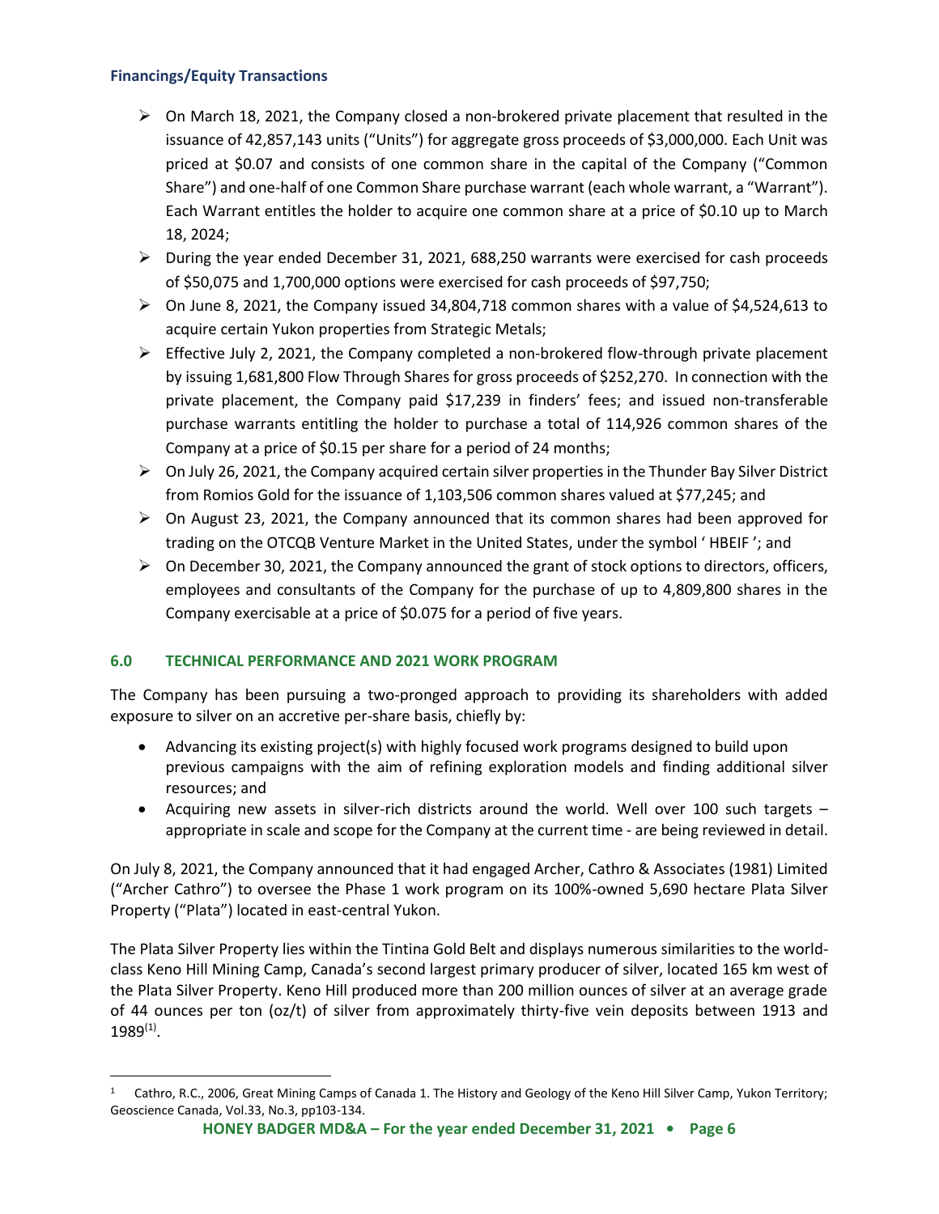### Financings/Equity Transactions

- On March 18, 2021, the Company closed a non-brokered private placement that resulted in the issuance of 42,857,143 units ("Units") for aggregate gross proceeds of $3,000,000. Each Unit was priced at $0.07 and consists of one common share in the capital of the Company ("Common Share") and one-half of one Common Share purchase warrant (each whole warrant, a "Warrant"). Each Warrant entitles the holder to acquire one common share at a price of $0.10 up to March 18, 2024;
- During the year ended December 31, 2021, 688,250 warrants were exercised for cash proceeds of $50,075 and 1,700,000 options were exercised for cash proceeds of $97,750;
- On June 8, 2021, the Company issued 34,804,718 common shares with a value of $4,524,613 to acquire certain Yukon properties from Strategic Metals;
- Effective July 2, 2021, the Company completed a non-brokered flow-through private placement by issuing 1,681,800 Flow Through Shares for gross proceeds of $252,270. In connection with the private placement, the Company paid $17,239 in finders' fees; and issued non-transferable purchase warrants entitling the holder to purchase a total of 114,926 common shares of the Company at a price of $0.15 per share for a period of 24 months;
- On July 26, 2021, the Company acquired certain silver properties in the Thunder Bay Silver District from Romios Gold for the issuance of 1,103,506 common shares valued at $77,245; and
- On August 23, 2021, the Company announced that its common shares had been approved for trading on the OTCQB Venture Market in the United States, under the symbol ' HBEIF '; and
- On December 30, 2021, the Company announced the grant of stock options to directors, officers, employees and consultants of the Company for the purchase of up to 4,809,800 shares in the Company exercisable at a price of $0.075 for a period of five years.

## 6.0 TECHNICAL PERFORMANCE AND 2021 WORK PROGRAM

The Company has been pursuing a two-pronged approach to providing its shareholders with added exposure to silver on an accretive per-share basis, chiefly by:

- Advancing its existing project(s) with highly focused work programs designed to build upon previous campaigns with the aim of refining exploration models and finding additional silver resources; and
- Acquiring new assets in silver-rich districts around the world. Well over 100 such targets – appropriate in scale and scope for the Company at the current time - are being reviewed in detail.

On July 8, 2021, the Company announced that it had engaged Archer, Cathro & Associates (1981) Limited ("Archer Cathro") to oversee the Phase 1 work program on its 100%-owned 5,690 hectare Plata Silver Property ("Plata") located in east-central Yukon.

The Plata Silver Property lies within the Tintina Gold Belt and displays numerous similarities to the world-class Keno Hill Mining Camp, Canada's second largest primary producer of silver, located 165 km west of the Plata Silver Property. Keno Hill produced more than 200 million ounces of silver at an average grade of 44 ounces per ton (oz/t) of silver from approximately thirty-five vein deposits between 1913 and 1989[(1)].

---

[1] Cathro, R.C., 2006, Great Mining Camps of Canada 1. The History and Geology of the Keno Hill Silver Camp, Yukon Territory; Geoscience Canada, Vol.33, No.3, pp103-134.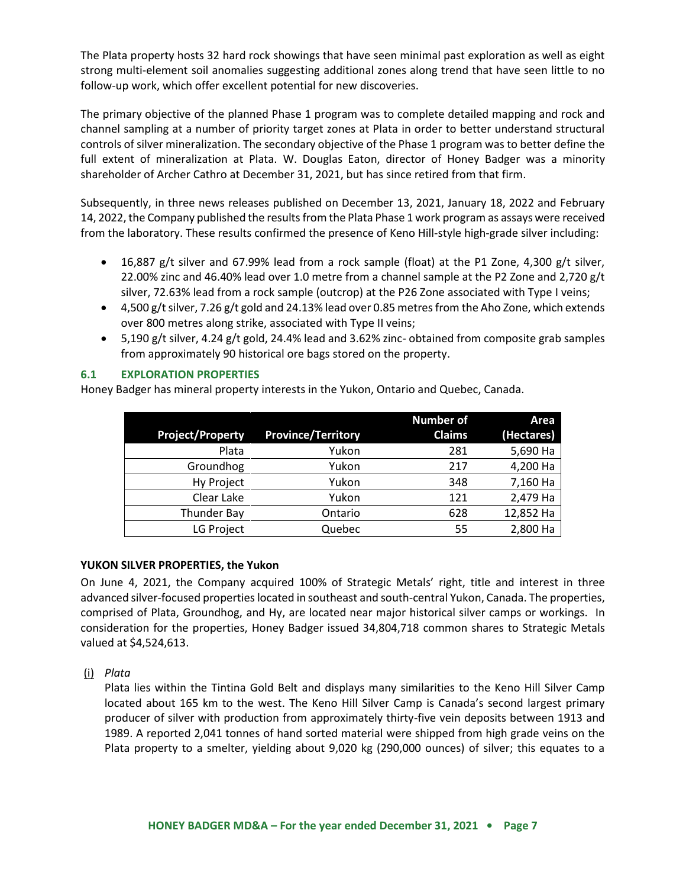The Plata property hosts 32 hard rock showings that have seen minimal past exploration as well as eight strong multi-element soil anomalies suggesting additional zones along trend that have seen little to no follow-up work, which offer excellent potential for new discoveries.

The primary objective of the planned Phase 1 program was to complete detailed mapping and rock and channel sampling at a number of priority target zones at Plata in order to better understand structural controls of silver mineralization. The secondary objective of the Phase 1 program was to better define the full extent of mineralization at Plata. W. Douglas Eaton, director of Honey Badger was a minority shareholder of Archer Cathro at December 31, 2021, but has since retired from that firm.

Subsequently, in three news releases published on December 13, 2021, January 18, 2022 and February 14, 2022, the Company published the results from the Plata Phase 1 work program as assays were received from the laboratory. These results confirmed the presence of Keno Hill-style high-grade silver including:

- 16,887 g/t silver and 67.99% lead from a rock sample (float) at the P1 Zone, 4,300 g/t silver, 22.00% zinc and 46.40% lead over 1.0 metre from a channel sample at the P2 Zone and 2,720 g/t silver, 72.63% lead from a rock sample (outcrop) at the P26 Zone associated with Type I veins;
- 4,500 g/t silver, 7.26 g/t gold and 24.13% lead over 0.85 metres from the Aho Zone, which extends over 800 metres along strike, associated with Type II veins;
- 5,190 g/t silver, 4.24 g/t gold, 24.4% lead and 3.62% zinc- obtained from composite grab samples from approximately 90 historical ore bags stored on the property.

## 6.1 EXPLORATION PROPERTIES

Honey Badger has mineral property interests in the Yukon, Ontario and Quebec, Canada.

| Project/Property | Province/Territory | Number of Claims | Area (Hectares) |
|---|---|---|---|
| Plata | Yukon | 281 | 5,690 Ha |
| Groundhog | Yukon | 217 | 4,200 Ha |
| Hy Project | Yukon | 348 | 7,160 Ha |
| Clear Lake | Yukon | 121 | 2,479 Ha |
| Thunder Bay | Ontario | 628 | 12,852 Ha |
| LG Project | Quebec | 55 | 2,800 Ha |

**YUKON SILVER PROPERTIES, the Yukon**

On June 4, 2021, the Company acquired 100% of Strategic Metals' right, title and interest in three advanced silver-focused properties located in southeast and south-central Yukon, Canada. The properties, comprised of Plata, Groundhog, and Hy, are located near major historical silver camps or workings. In consideration for the properties, Honey Badger issued 34,804,718 common shares to Strategic Metals valued at $4,524,613.

(i) *Plata*

Plata lies within the Tintina Gold Belt and displays many similarities to the Keno Hill Silver Camp located about 165 km to the west. The Keno Hill Silver Camp is Canada's second largest primary producer of silver with production from approximately thirty-five vein deposits between 1913 and 1989. A reported 2,041 tonnes of hand sorted material were shipped from high grade veins on the Plata property to a smelter, yielding about 9,020 kg (290,000 ounces) of silver; this equates to a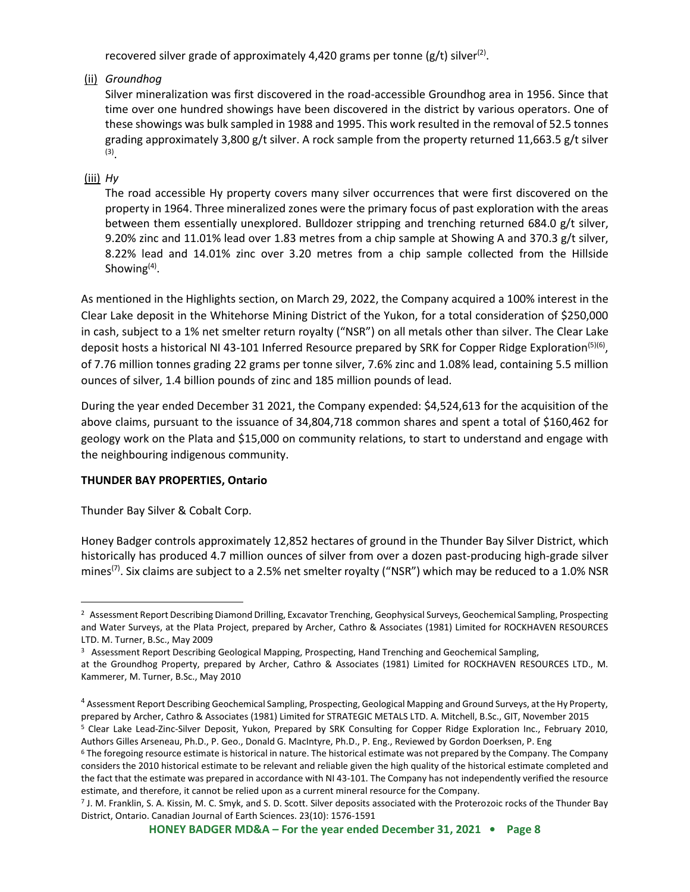recovered silver grade of approximately 4,420 grams per tonne (g/t) silver[2].

(ii) *Groundhog*

Silver mineralization was first discovered in the road-accessible Groundhog area in 1956. Since that time over one hundred showings have been discovered in the district by various operators. One of these showings was bulk sampled in 1988 and 1995. This work resulted in the removal of 52.5 tonnes grading approximately 3,800 g/t silver. A rock sample from the property returned 11,663.5 g/t silver [3].

(iii) *Hy*

The road accessible Hy property covers many silver occurrences that were first discovered on the property in 1964. Three mineralized zones were the primary focus of past exploration with the areas between them essentially unexplored. Bulldozer stripping and trenching returned 684.0 g/t silver, 9.20% zinc and 11.01% lead over 1.83 metres from a chip sample at Showing A and 370.3 g/t silver, 8.22% lead and 14.01% zinc over 3.20 metres from a chip sample collected from the Hillside Showing[4].

As mentioned in the Highlights section, on March 29, 2022, the Company acquired a 100% interest in the Clear Lake deposit in the Whitehorse Mining District of the Yukon, for a total consideration of $250,000 in cash, subject to a 1% net smelter return royalty ("NSR") on all metals other than silver. The Clear Lake deposit hosts a historical NI 43-101 Inferred Resource prepared by SRK for Copper Ridge Exploration[5][6], of 7.76 million tonnes grading 22 grams per tonne silver, 7.6% zinc and 1.08% lead, containing 5.5 million ounces of silver, 1.4 billion pounds of zinc and 185 million pounds of lead.

During the year ended December 31 2021, the Company expended: $4,524,613 for the acquisition of the above claims, pursuant to the issuance of 34,804,718 common shares and spent a total of $160,462 for geology work on the Plata and $15,000 on community relations, to start to understand and engage with the neighbouring indigenous community.

**THUNDER BAY PROPERTIES, Ontario**

Thunder Bay Silver & Cobalt Corp.

Honey Badger controls approximately 12,852 hectares of ground in the Thunder Bay Silver District, which historically has produced 4.7 million ounces of silver from over a dozen past-producing high-grade silver mines[7]. Six claims are subject to a 2.5% net smelter royalty ("NSR") which may be reduced to a 1.0% NSR

---

[2] Assessment Report Describing Diamond Drilling, Excavator Trenching, Geophysical Surveys, Geochemical Sampling, Prospecting and Water Surveys, at the Plata Project, prepared by Archer, Cathro & Associates (1981) Limited for ROCKHAVEN RESOURCES LTD. M. Turner, B.Sc., May 2009

[3] Assessment Report Describing Geological Mapping, Prospecting, Hand Trenching and Geochemical Sampling, at the Groundhog Property, prepared by Archer, Cathro & Associates (1981) Limited for ROCKHAVEN RESOURCES LTD., M. Kammerer, M. Turner, B.Sc., May 2010

[4] Assessment Report Describing Geochemical Sampling, Prospecting, Geological Mapping and Ground Surveys, at the Hy Property, prepared by Archer, Cathro & Associates (1981) Limited for STRATEGIC METALS LTD. A. Mitchell, B.Sc., GIT, November 2015

[5] Clear Lake Lead-Zinc-Silver Deposit, Yukon, Prepared by SRK Consulting for Copper Ridge Exploration Inc., February 2010, Authors Gilles Arseneau, Ph.D., P. Geo., Donald G. MacIntyre, Ph.D., P. Eng., Reviewed by Gordon Doerksen, P. Eng

[6] The foregoing resource estimate is historical in nature. The historical estimate was not prepared by the Company. The Company considers the 2010 historical estimate to be relevant and reliable given the high quality of the historical estimate completed and the fact that the estimate was prepared in accordance with NI 43-101. The Company has not independently verified the resource estimate, and therefore, it cannot be relied upon as a current mineral resource for the Company.

[7] J. M. Franklin, S. A. Kissin, M. C. Smyk, and S. D. Scott. Silver deposits associated with the Proterozoic rocks of the Thunder Bay District, Ontario. Canadian Journal of Earth Sciences. 23(10): 1576-1591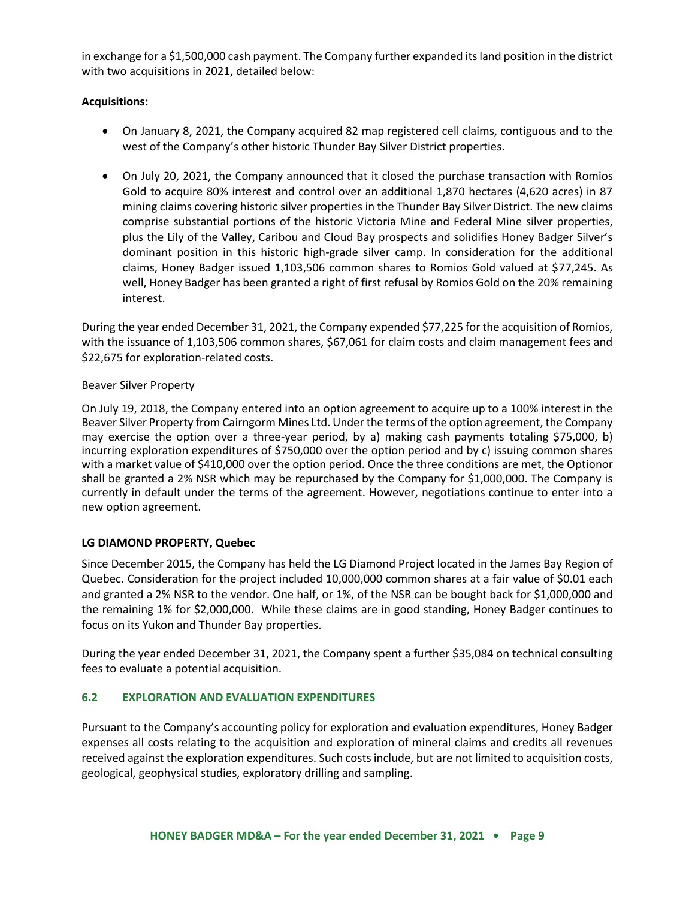in exchange for a $1,500,000 cash payment. The Company further expanded its land position in the district with two acquisitions in 2021, detailed below:

**Acquisitions:**

- On January 8, 2021, the Company acquired 82 map registered cell claims, contiguous and to the west of the Company's other historic Thunder Bay Silver District properties.
- On July 20, 2021, the Company announced that it closed the purchase transaction with Romios Gold to acquire 80% interest and control over an additional 1,870 hectares (4,620 acres) in 87 mining claims covering historic silver properties in the Thunder Bay Silver District. The new claims comprise substantial portions of the historic Victoria Mine and Federal Mine silver properties, plus the Lily of the Valley, Caribou and Cloud Bay prospects and solidifies Honey Badger Silver's dominant position in this historic high-grade silver camp. In consideration for the additional claims, Honey Badger issued 1,103,506 common shares to Romios Gold valued at $77,245. As well, Honey Badger has been granted a right of first refusal by Romios Gold on the 20% remaining interest.

During the year ended December 31, 2021, the Company expended $77,225 for the acquisition of Romios, with the issuance of 1,103,506 common shares, $67,061 for claim costs and claim management fees and $22,675 for exploration-related costs.

Beaver Silver Property

On July 19, 2018, the Company entered into an option agreement to acquire up to a 100% interest in the Beaver Silver Property from Cairngorm Mines Ltd. Under the terms of the option agreement, the Company may exercise the option over a three-year period, by a) making cash payments totaling $75,000, b) incurring exploration expenditures of $750,000 over the option period and by c) issuing common shares with a market value of $410,000 over the option period. Once the three conditions are met, the Optionor shall be granted a 2% NSR which may be repurchased by the Company for $1,000,000. The Company is currently in default under the terms of the agreement. However, negotiations continue to enter into a new option agreement.

**LG DIAMOND PROPERTY, Quebec**

Since December 2015, the Company has held the LG Diamond Project located in the James Bay Region of Quebec. Consideration for the project included 10,000,000 common shares at a fair value of $0.01 each and granted a 2% NSR to the vendor. One half, or 1%, of the NSR can be bought back for $1,000,000 and the remaining 1% for $2,000,000. While these claims are in good standing, Honey Badger continues to focus on its Yukon and Thunder Bay properties.

During the year ended December 31, 2021, the Company spent a further $35,084 on technical consulting fees to evaluate a potential acquisition.

## 6.2 EXPLORATION AND EVALUATION EXPENDITURES

Pursuant to the Company's accounting policy for exploration and evaluation expenditures, Honey Badger expenses all costs relating to the acquisition and exploration of mineral claims and credits all revenues received against the exploration expenditures. Such costs include, but are not limited to acquisition costs, geological, geophysical studies, exploratory drilling and sampling.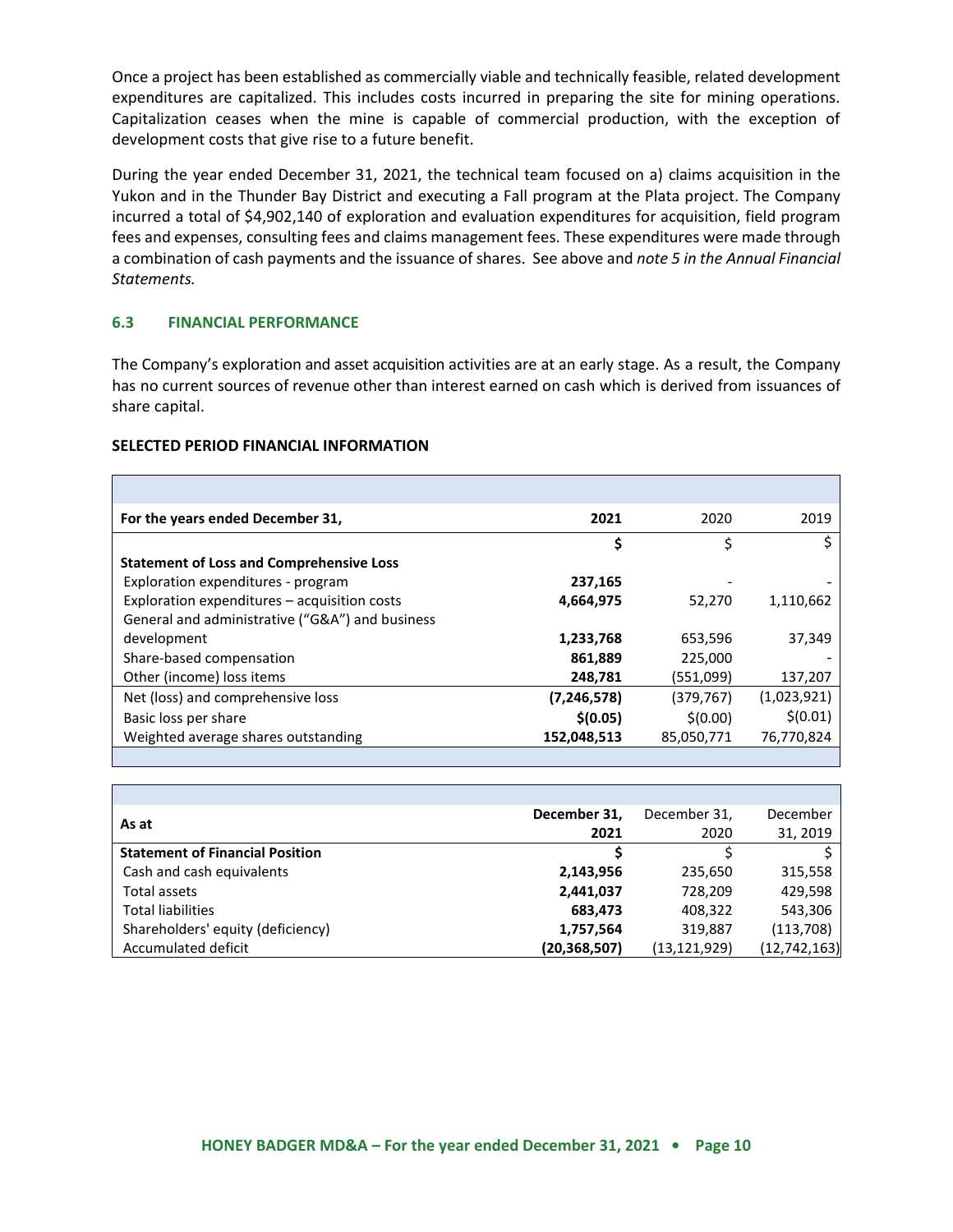Once a project has been established as commercially viable and technically feasible, related development expenditures are capitalized. This includes costs incurred in preparing the site for mining operations. Capitalization ceases when the mine is capable of commercial production, with the exception of development costs that give rise to a future benefit.

During the year ended December 31, 2021, the technical team focused on a) claims acquisition in the Yukon and in the Thunder Bay District and executing a Fall program at the Plata project. The Company incurred a total of $4,902,140 of exploration and evaluation expenditures for acquisition, field program fees and expenses, consulting fees and claims management fees. These expenditures were made through a combination of cash payments and the issuance of shares. See above and *note 5 in the Annual Financial Statements.*

### 6.3 FINANCIAL PERFORMANCE

The Company's exploration and asset acquisition activities are at an early stage. As a result, the Company has no current sources of revenue other than interest earned on cash which is derived from issuances of share capital.

**SELECTED PERIOD FINANCIAL INFORMATION**

| For the years ended December 31, | 2021 | 2020 | 2019 |
|---|---|---|---|
| | **$** | $ | $ |
| **Statement of Loss and Comprehensive Loss** | | | |
| Exploration expenditures - program | **237,165** | - | - |
| Exploration expenditures – acquisition costs | **4,664,975** | 52,270 | 1,110,662 |
| General and administrative ("G&A") and business development | **1,233,768** | 653,596 | 37,349 |
| Share-based compensation | **861,889** | 225,000 | - |
| Other (income) loss items | **248,781** | (551,099) | 137,207 |
| Net (loss) and comprehensive loss | **(7,246,578)** | (379,767) | (1,023,921) |
| Basic loss per share | **$(0.05)** | $(0.00) | $(0.01) |
| Weighted average shares outstanding | **152,048,513** | 85,050,771 | 76,770,824 |

| As at | December 31, 2021 | December 31, 2020 | December 31, 2019 |
|---|---|---|---|
| **Statement of Financial Position** | **$** | $ | $ |
| Cash and cash equivalents | **2,143,956** | 235,650 | 315,558 |
| Total assets | **2,441,037** | 728,209 | 429,598 |
| Total liabilities | **683,473** | 408,322 | 543,306 |
| Shareholders' equity (deficiency) | **1,757,564** | 319,887 | (113,708) |
| Accumulated deficit | **(20,368,507)** | (13,121,929) | (12,742,163) |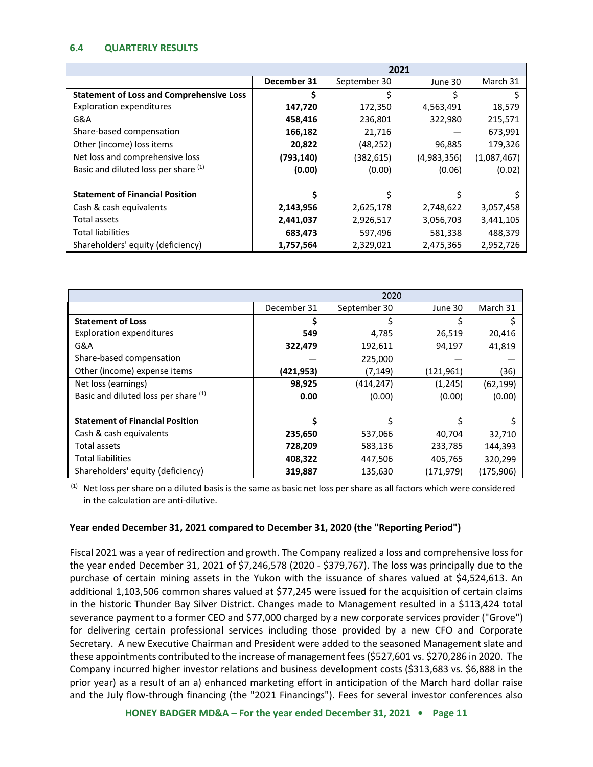### 6.4 QUARTERLY RESULTS

| | 2021 | | | |
|---|---|---|---|---|
| | **December 31** | September 30 | June 30 | March 31 |
| **Statement of Loss and Comprehensive Loss** | **$** | $ | $ | $ |
| Exploration expenditures | **147,720** | 172,350 | 4,563,491 | 18,579 |
| G&A | **458,416** | 236,801 | 322,980 | 215,571 |
| Share-based compensation | **166,182** | 21,716 | — | 673,991 |
| Other (income) loss items | **20,822** | (48,252) | 96,885 | 179,326 |
| Net loss and comprehensive loss | **(793,140)** | (382,615) | (4,983,356) | (1,087,467) |
| Basic and diluted loss per share [(1)] | **(0.00)** | (0.00) | (0.06) | (0.02) |
| | | | | |
| **Statement of Financial Position** | **$** | $ | $ | $ |
| Cash & cash equivalents | **2,143,956** | 2,625,178 | 2,748,622 | 3,057,458 |
| Total assets | **2,441,037** | 2,926,517 | 3,056,703 | 3,441,105 |
| Total liabilities | **683,473** | 597,496 | 581,338 | 488,379 |
| Shareholders' equity (deficiency) | **1,757,564** | 2,329,021 | 2,475,365 | 2,952,726 |

| | 2020 | | | |
|---|---|---|---|---|
| | December 31 | September 30 | June 30 | March 31 |
| **Statement of Loss** | **$** | $ | $ | $ |
| Exploration expenditures | **549** | 4,785 | 26,519 | 20,416 |
| G&A | **322,479** | 192,611 | 94,197 | 41,819 |
| Share-based compensation | **—** | 225,000 | — | — |
| Other (income) expense items | **(421,953)** | (7,149) | (121,961) | (36) |
| Net loss (earnings) | **98,925** | (414,247) | (1,245) | (62,199) |
| Basic and diluted loss per share [(1)] | **0.00** | (0.00) | (0.00) | (0.00) |
| | | | | |
| **Statement of Financial Position** | **$** | $ | $ | $ |
| Cash & cash equivalents | **235,650** | 537,066 | 40,704 | 32,710 |
| Total assets | **728,209** | 583,136 | 233,785 | 144,393 |
| Total liabilities | **408,322** | 447,506 | 405,765 | 320,299 |
| Shareholders' equity (deficiency) | **319,887** | 135,630 | (171,979) | (175,906) |

[(1)] Net loss per share on a diluted basis is the same as basic net loss per share as all factors which were considered in the calculation are anti-dilutive.

**Year ended December 31, 2021 compared to December 31, 2020 (the "Reporting Period")**

Fiscal 2021 was a year of redirection and growth. The Company realized a loss and comprehensive loss for the year ended December 31, 2021 of $7,246,578 (2020 - $379,767). The loss was principally due to the purchase of certain mining assets in the Yukon with the issuance of shares valued at $4,524,613. An additional 1,103,506 common shares valued at $77,245 were issued for the acquisition of certain claims in the historic Thunder Bay Silver District. Changes made to Management resulted in a $113,424 total severance payment to a former CEO and $77,000 charged by a new corporate services provider ("Grove") for delivering certain professional services including those provided by a new CFO and Corporate Secretary. A new Executive Chairman and President were added to the seasoned Management slate and these appointments contributed to the increase of management fees ($527,601 vs. $270,286 in 2020. The Company incurred higher investor relations and business development costs ($313,683 vs. $6,888 in the prior year) as a result of an a) enhanced marketing effort in anticipation of the March hard dollar raise and the July flow-through financing (the "2021 Financings"). Fees for several investor conferences also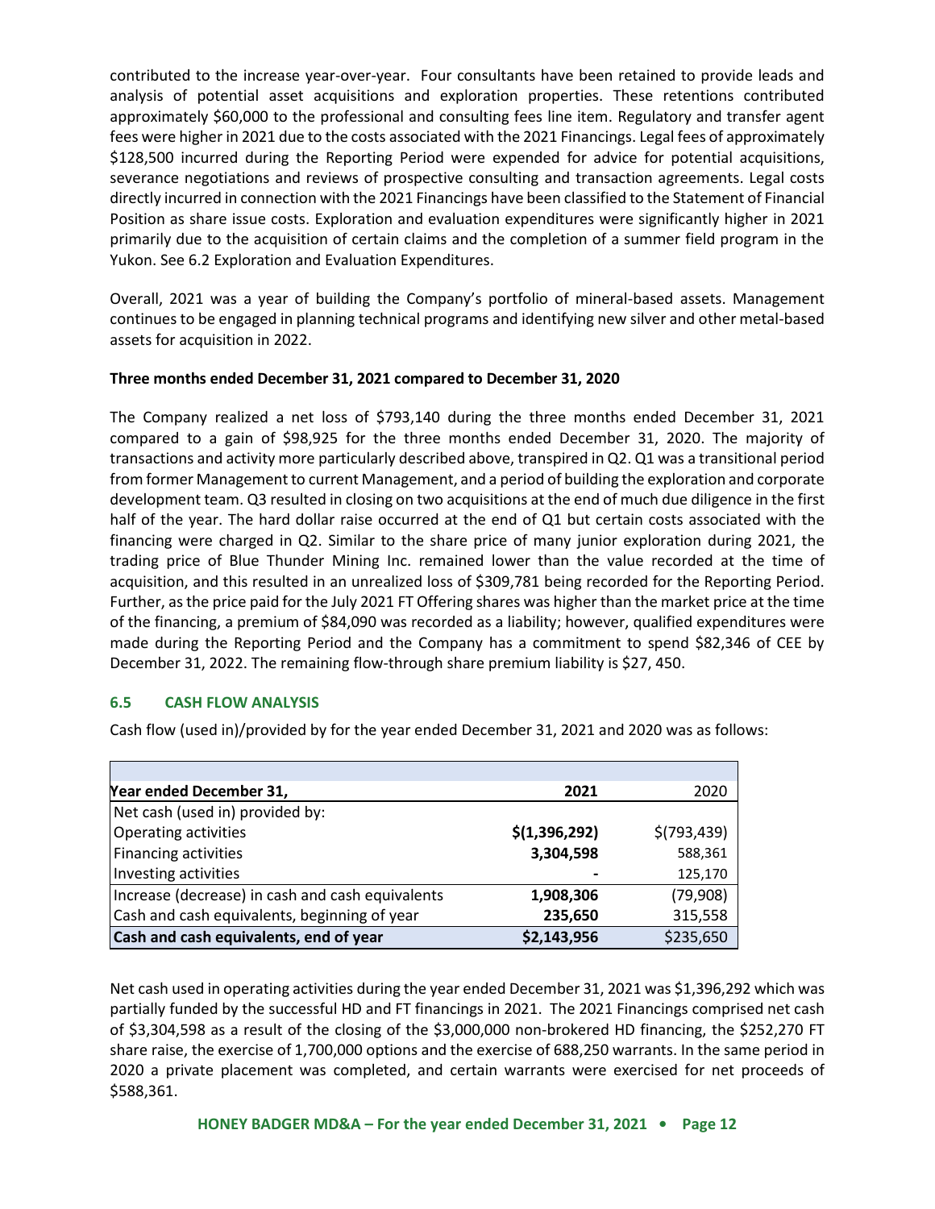contributed to the increase year-over-year. Four consultants have been retained to provide leads and analysis of potential asset acquisitions and exploration properties. These retentions contributed approximately $60,000 to the professional and consulting fees line item. Regulatory and transfer agent fees were higher in 2021 due to the costs associated with the 2021 Financings. Legal fees of approximately $128,500 incurred during the Reporting Period were expended for advice for potential acquisitions, severance negotiations and reviews of prospective consulting and transaction agreements. Legal costs directly incurred in connection with the 2021 Financings have been classified to the Statement of Financial Position as share issue costs. Exploration and evaluation expenditures were significantly higher in 2021 primarily due to the acquisition of certain claims and the completion of a summer field program in the Yukon. See 6.2 Exploration and Evaluation Expenditures.

Overall, 2021 was a year of building the Company's portfolio of mineral-based assets. Management continues to be engaged in planning technical programs and identifying new silver and other metal-based assets for acquisition in 2022.

**Three months ended December 31, 2021 compared to December 31, 2020**

The Company realized a net loss of $793,140 during the three months ended December 31, 2021 compared to a gain of $98,925 for the three months ended December 31, 2020. The majority of transactions and activity more particularly described above, transpired in Q2. Q1 was a transitional period from former Management to current Management, and a period of building the exploration and corporate development team. Q3 resulted in closing on two acquisitions at the end of much due diligence in the first half of the year. The hard dollar raise occurred at the end of Q1 but certain costs associated with the financing were charged in Q2. Similar to the share price of many junior exploration during 2021, the trading price of Blue Thunder Mining Inc. remained lower than the value recorded at the time of acquisition, and this resulted in an unrealized loss of $309,781 being recorded for the Reporting Period. Further, as the price paid for the July 2021 FT Offering shares was higher than the market price at the time of the financing, a premium of $84,090 was recorded as a liability; however, qualified expenditures were made during the Reporting Period and the Company has a commitment to spend $82,346 of CEE by December 31, 2022. The remaining flow-through share premium liability is $27, 450.

## 6.5 CASH FLOW ANALYSIS

Cash flow (used in)/provided by for the year ended December 31, 2021 and 2020 was as follows:

| **Year ended December 31,** | **2021** | 2020 |
|---|---|---|
| Net cash (used in) provided by: | | |
| Operating activities | **$(1,396,292)** | $(793,439) |
| Financing activities | **3,304,598** | 588,361 |
| Investing activities | **-** | 125,170 |
| Increase (decrease) in cash and cash equivalents | **1,908,306** | (79,908) |
| Cash and cash equivalents, beginning of year | **235,650** | 315,558 |
| **Cash and cash equivalents, end of year** | **$2,143,956** | $235,650 |

Net cash used in operating activities during the year ended December 31, 2021 was $1,396,292 which was partially funded by the successful HD and FT financings in 2021. The 2021 Financings comprised net cash of $3,304,598 as a result of the closing of the $3,000,000 non-brokered HD financing, the $252,270 FT share raise, the exercise of 1,700,000 options and the exercise of 688,250 warrants. In the same period in 2020 a private placement was completed, and certain warrants were exercised for net proceeds of $588,361.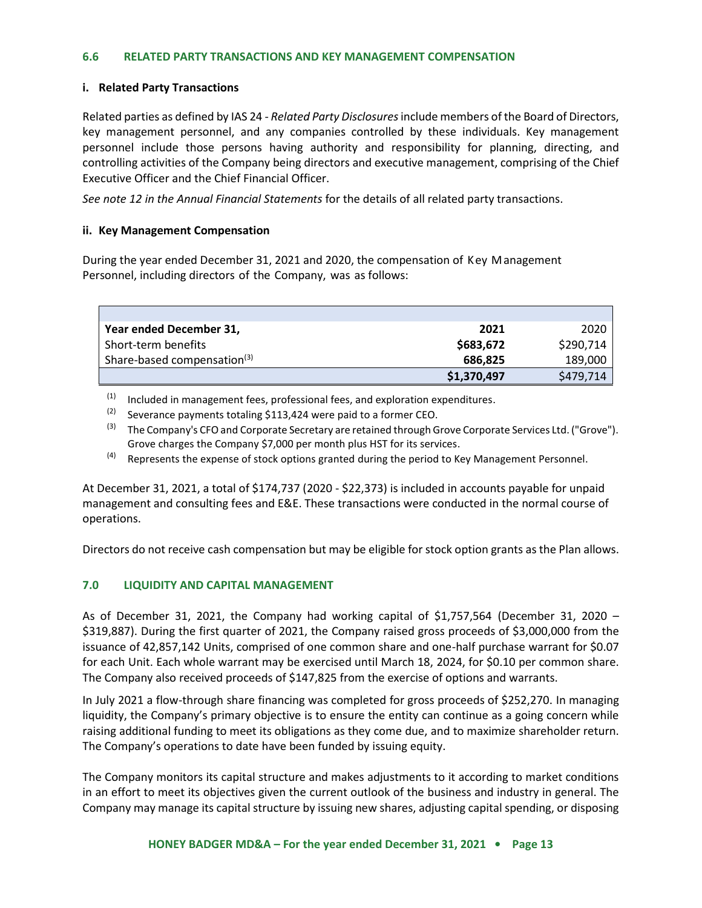### 6.6 RELATED PARTY TRANSACTIONS AND KEY MANAGEMENT COMPENSATION

**i. Related Party Transactions**

Related parties as defined by IAS 24 - *Related Party Disclosures* include members of the Board of Directors, key management personnel, and any companies controlled by these individuals. Key management personnel include those persons having authority and responsibility for planning, directing, and controlling activities of the Company being directors and executive management, comprising of the Chief Executive Officer and the Chief Financial Officer.

*See note 12 in the Annual Financial Statements* for the details of all related party transactions.

**ii. Key Management Compensation**

During the year ended December 31, 2021 and 2020, the compensation of Key Management Personnel, including directors of the Company, was as follows:

| Year ended December 31, | 2021 | 2020 |
|---|---|---|
| Short-term benefits | **$683,672** | $290,714 |
| Share-based compensation[3] | **686,825** | 189,000 |
| | **$1,370,497** | $479,714 |

[1] Included in management fees, professional fees, and exploration expenditures.

[2] Severance payments totaling $113,424 were paid to a former CEO.

[3] The Company's CFO and Corporate Secretary are retained through Grove Corporate Services Ltd. ("Grove"). Grove charges the Company $7,000 per month plus HST for its services.

[4] Represents the expense of stock options granted during the period to Key Management Personnel.

At December 31, 2021, a total of $174,737 (2020 - $22,373) is included in accounts payable for unpaid management and consulting fees and E&E. These transactions were conducted in the normal course of operations.

Directors do not receive cash compensation but may be eligible for stock option grants as the Plan allows.

## 7.0 LIQUIDITY AND CAPITAL MANAGEMENT

As of December 31, 2021, the Company had working capital of $1,757,564 (December 31, 2020 – $319,887). During the first quarter of 2021, the Company raised gross proceeds of $3,000,000 from the issuance of 42,857,142 Units, comprised of one common share and one-half purchase warrant for $0.07 for each Unit. Each whole warrant may be exercised until March 18, 2024, for $0.10 per common share. The Company also received proceeds of $147,825 from the exercise of options and warrants.

In July 2021 a flow-through share financing was completed for gross proceeds of $252,270. In managing liquidity, the Company's primary objective is to ensure the entity can continue as a going concern while raising additional funding to meet its obligations as they come due, and to maximize shareholder return. The Company's operations to date have been funded by issuing equity.

The Company monitors its capital structure and makes adjustments to it according to market conditions in an effort to meet its objectives given the current outlook of the business and industry in general. The Company may manage its capital structure by issuing new shares, adjusting capital spending, or disposing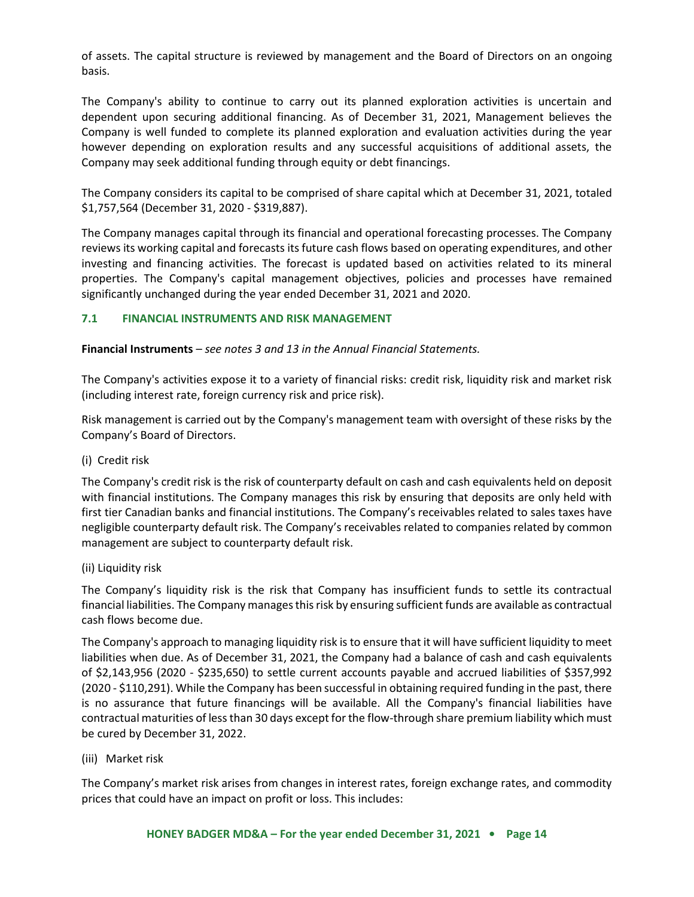of assets. The capital structure is reviewed by management and the Board of Directors on an ongoing basis.

The Company's ability to continue to carry out its planned exploration activities is uncertain and dependent upon securing additional financing. As of December 31, 2021, Management believes the Company is well funded to complete its planned exploration and evaluation activities during the year however depending on exploration results and any successful acquisitions of additional assets, the Company may seek additional funding through equity or debt financings.

The Company considers its capital to be comprised of share capital which at December 31, 2021, totaled $1,757,564 (December 31, 2020 - $319,887).

The Company manages capital through its financial and operational forecasting processes. The Company reviews its working capital and forecasts its future cash flows based on operating expenditures, and other investing and financing activities. The forecast is updated based on activities related to its mineral properties. The Company's capital management objectives, policies and processes have remained significantly unchanged during the year ended December 31, 2021 and 2020.

## 7.1 FINANCIAL INSTRUMENTS AND RISK MANAGEMENT

**Financial Instruments** – *see notes 3 and 13 in the Annual Financial Statements.*

The Company's activities expose it to a variety of financial risks: credit risk, liquidity risk and market risk (including interest rate, foreign currency risk and price risk).

Risk management is carried out by the Company's management team with oversight of these risks by the Company's Board of Directors.

(i) Credit risk

The Company's credit risk is the risk of counterparty default on cash and cash equivalents held on deposit with financial institutions. The Company manages this risk by ensuring that deposits are only held with first tier Canadian banks and financial institutions. The Company's receivables related to sales taxes have negligible counterparty default risk. The Company's receivables related to companies related by common management are subject to counterparty default risk.

(ii) Liquidity risk

The Company's liquidity risk is the risk that Company has insufficient funds to settle its contractual financial liabilities. The Company manages this risk by ensuring sufficient funds are available as contractual cash flows become due.

The Company's approach to managing liquidity risk is to ensure that it will have sufficient liquidity to meet liabilities when due. As of December 31, 2021, the Company had a balance of cash and cash equivalents of $2,143,956 (2020 - $235,650) to settle current accounts payable and accrued liabilities of $357,992 (2020 - $110,291). While the Company has been successful in obtaining required funding in the past, there is no assurance that future financings will be available. All the Company's financial liabilities have contractual maturities of less than 30 days except for the flow-through share premium liability which must be cured by December 31, 2022.

(iii) Market risk

The Company's market risk arises from changes in interest rates, foreign exchange rates, and commodity prices that could have an impact on profit or loss. This includes: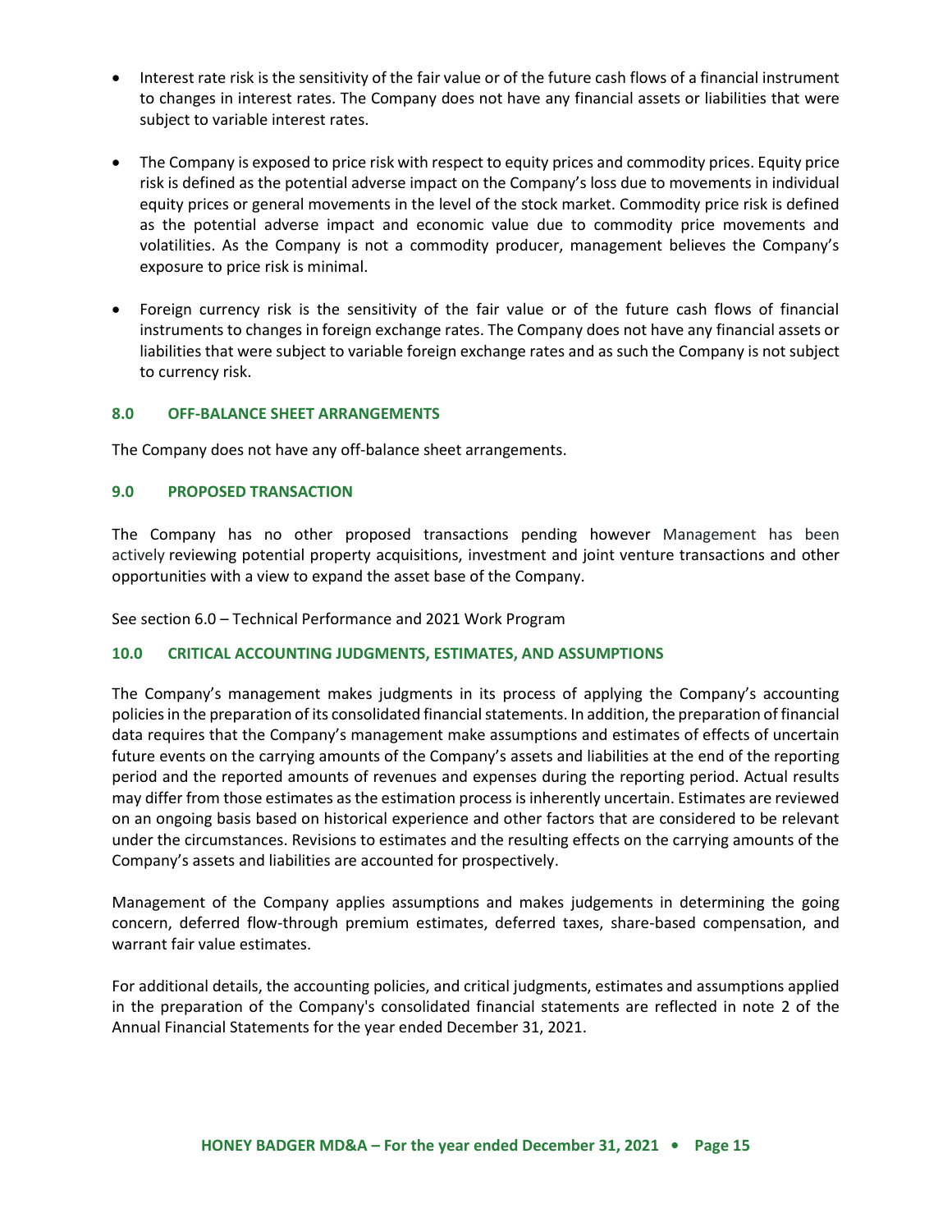- Interest rate risk is the sensitivity of the fair value or of the future cash flows of a financial instrument to changes in interest rates. The Company does not have any financial assets or liabilities that were subject to variable interest rates.

- The Company is exposed to price risk with respect to equity prices and commodity prices. Equity price risk is defined as the potential adverse impact on the Company's loss due to movements in individual equity prices or general movements in the level of the stock market. Commodity price risk is defined as the potential adverse impact and economic value due to commodity price movements and volatilities. As the Company is not a commodity producer, management believes the Company's exposure to price risk is minimal.

- Foreign currency risk is the sensitivity of the fair value or of the future cash flows of financial instruments to changes in foreign exchange rates. The Company does not have any financial assets or liabilities that were subject to variable foreign exchange rates and as such the Company is not subject to currency risk.

## 8.0 OFF-BALANCE SHEET ARRANGEMENTS

The Company does not have any off-balance sheet arrangements.

## 9.0 PROPOSED TRANSACTION

The Company has no other proposed transactions pending however Management has been actively reviewing potential property acquisitions, investment and joint venture transactions and other opportunities with a view to expand the asset base of the Company.

See section 6.0 – Technical Performance and 2021 Work Program

## 10.0 CRITICAL ACCOUNTING JUDGMENTS, ESTIMATES, AND ASSUMPTIONS

The Company's management makes judgments in its process of applying the Company's accounting policies in the preparation of its consolidated financial statements. In addition, the preparation of financial data requires that the Company's management make assumptions and estimates of effects of uncertain future events on the carrying amounts of the Company's assets and liabilities at the end of the reporting period and the reported amounts of revenues and expenses during the reporting period. Actual results may differ from those estimates as the estimation process is inherently uncertain. Estimates are reviewed on an ongoing basis based on historical experience and other factors that are considered to be relevant under the circumstances. Revisions to estimates and the resulting effects on the carrying amounts of the Company's assets and liabilities are accounted for prospectively.

Management of the Company applies assumptions and makes judgements in determining the going concern, deferred flow-through premium estimates, deferred taxes, share-based compensation, and warrant fair value estimates.

For additional details, the accounting policies, and critical judgments, estimates and assumptions applied in the preparation of the Company's consolidated financial statements are reflected in note 2 of the Annual Financial Statements for the year ended December 31, 2021.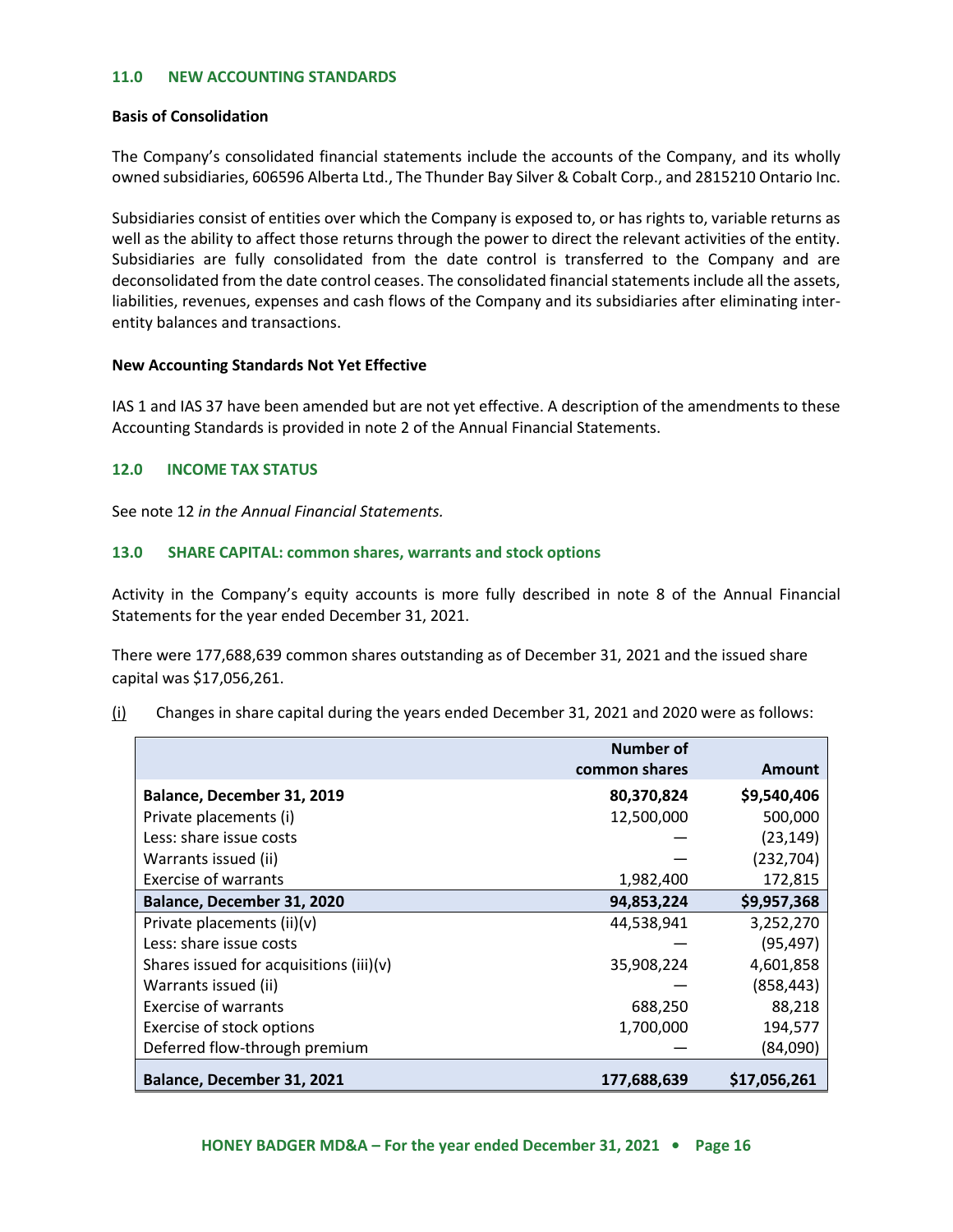## 11.0 NEW ACCOUNTING STANDARDS

**Basis of Consolidation**

The Company's consolidated financial statements include the accounts of the Company, and its wholly owned subsidiaries, 606596 Alberta Ltd., The Thunder Bay Silver & Cobalt Corp., and 2815210 Ontario Inc.

Subsidiaries consist of entities over which the Company is exposed to, or has rights to, variable returns as well as the ability to affect those returns through the power to direct the relevant activities of the entity. Subsidiaries are fully consolidated from the date control is transferred to the Company and are deconsolidated from the date control ceases. The consolidated financial statements include all the assets, liabilities, revenues, expenses and cash flows of the Company and its subsidiaries after eliminating inter-entity balances and transactions.

**New Accounting Standards Not Yet Effective**

IAS 1 and IAS 37 have been amended but are not yet effective. A description of the amendments to these Accounting Standards is provided in note 2 of the Annual Financial Statements.

## 12.0 INCOME TAX STATUS

See note 12 *in the Annual Financial Statements.*

## 13.0 SHARE CAPITAL: common shares, warrants and stock options

Activity in the Company's equity accounts is more fully described in note 8 of the Annual Financial Statements for the year ended December 31, 2021.

There were 177,688,639 common shares outstanding as of December 31, 2021 and the issued share capital was $17,056,261.

(i) Changes in share capital during the years ended December 31, 2021 and 2020 were as follows:

| | Number of common shares | Amount |
|---|---|---|
| **Balance, December 31, 2019** | **80,370,824** | **$9,540,406** |
| Private placements (i) | 12,500,000 | 500,000 |
| Less: share issue costs | — | (23,149) |
| Warrants issued (ii) | — | (232,704) |
| Exercise of warrants | 1,982,400 | 172,815 |
| **Balance, December 31, 2020** | **94,853,224** | **$9,957,368** |
| Private placements (ii)(v) | 44,538,941 | 3,252,270 |
| Less: share issue costs | — | (95,497) |
| Shares issued for acquisitions (iii)(v) | 35,908,224 | 4,601,858 |
| Warrants issued (ii) | — | (858,443) |
| Exercise of warrants | 688,250 | 88,218 |
| Exercise of stock options | 1,700,000 | 194,577 |
| Deferred flow-through premium | — | (84,090) |
| **Balance, December 31, 2021** | **177,688,639** | **$17,056,261** |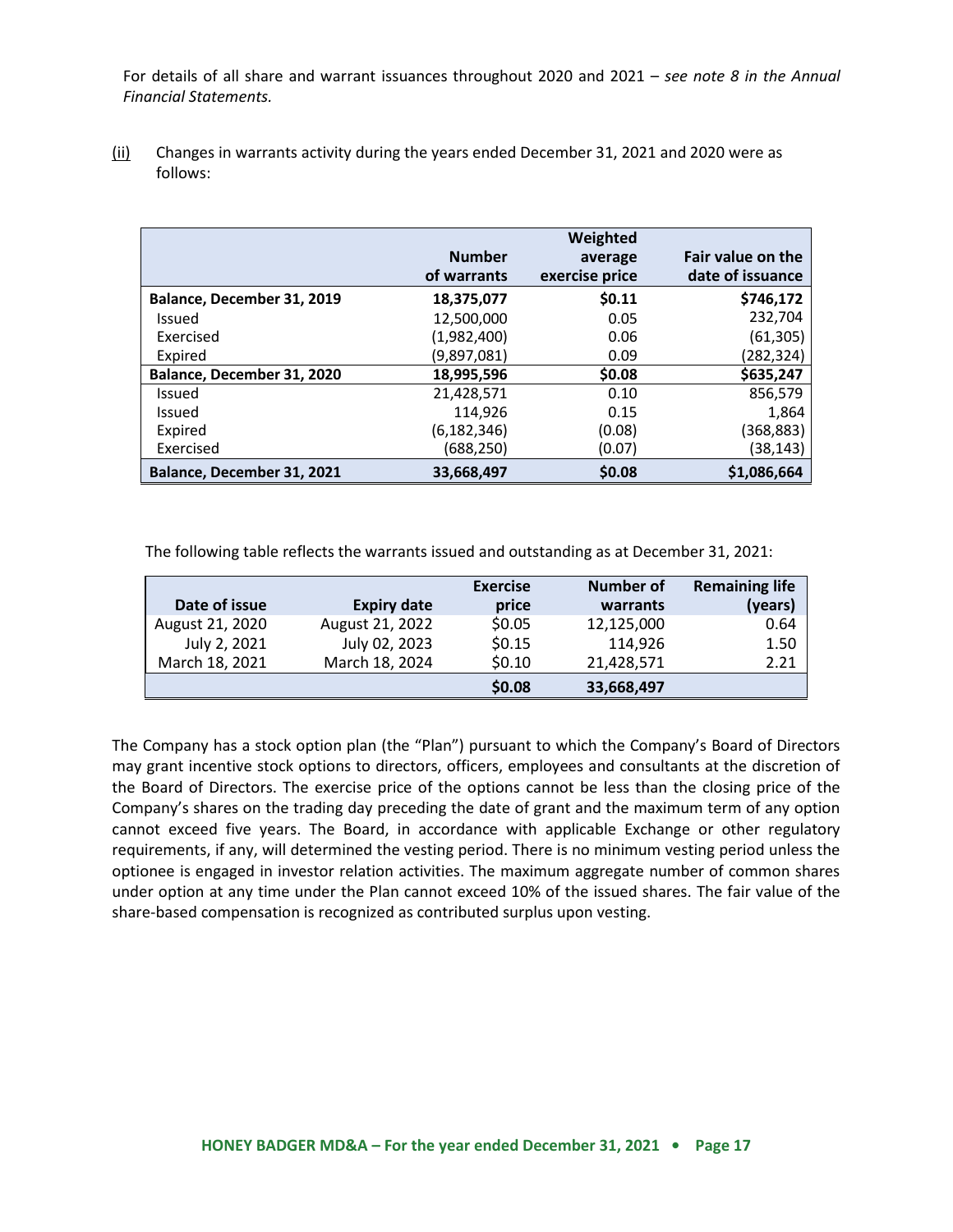For details of all share and warrant issuances throughout 2020 and 2021 – *see note 8 in the Annual Financial Statements.*

(ii) Changes in warrants activity during the years ended December 31, 2021 and 2020 were as follows:

| | Number of warrants | Weighted average exercise price | Fair value on the date of issuance |
|---|---|---|---|
| **Balance, December 31, 2019** | **18,375,077** | **$0.11** | **$746,172** |
| Issued | 12,500,000 | 0.05 | 232,704 |
| Exercised | (1,982,400) | 0.06 | (61,305) |
| Expired | (9,897,081) | 0.09 | (282,324) |
| **Balance, December 31, 2020** | **18,995,596** | **$0.08** | **$635,247** |
| Issued | 21,428,571 | 0.10 | 856,579 |
| Issued | 114,926 | 0.15 | 1,864 |
| Expired | (6,182,346) | (0.08) | (368,883) |
| Exercised | (688,250) | (0.07) | (38,143) |
| **Balance, December 31, 2021** | **33,668,497** | **$0.08** | **$1,086,664** |

The following table reflects the warrants issued and outstanding as at December 31, 2021:

| Date of issue | Expiry date | Exercise price | Number of warrants | Remaining life (years) |
|---|---|---|---|---|
| August 21, 2020 | August 21, 2022 | $0.05 | 12,125,000 | 0.64 |
| July 2, 2021 | July 02, 2023 | $0.15 | 114,926 | 1.50 |
| March 18, 2021 | March 18, 2024 | $0.10 | 21,428,571 | 2.21 |
| | | **$0.08** | **33,668,497** | |

The Company has a stock option plan (the "Plan") pursuant to which the Company's Board of Directors may grant incentive stock options to directors, officers, employees and consultants at the discretion of the Board of Directors. The exercise price of the options cannot be less than the closing price of the Company's shares on the trading day preceding the date of grant and the maximum term of any option cannot exceed five years. The Board, in accordance with applicable Exchange or other regulatory requirements, if any, will determined the vesting period. There is no minimum vesting period unless the optionee is engaged in investor relation activities. The maximum aggregate number of common shares under option at any time under the Plan cannot exceed 10% of the issued shares. The fair value of the share-based compensation is recognized as contributed surplus upon vesting.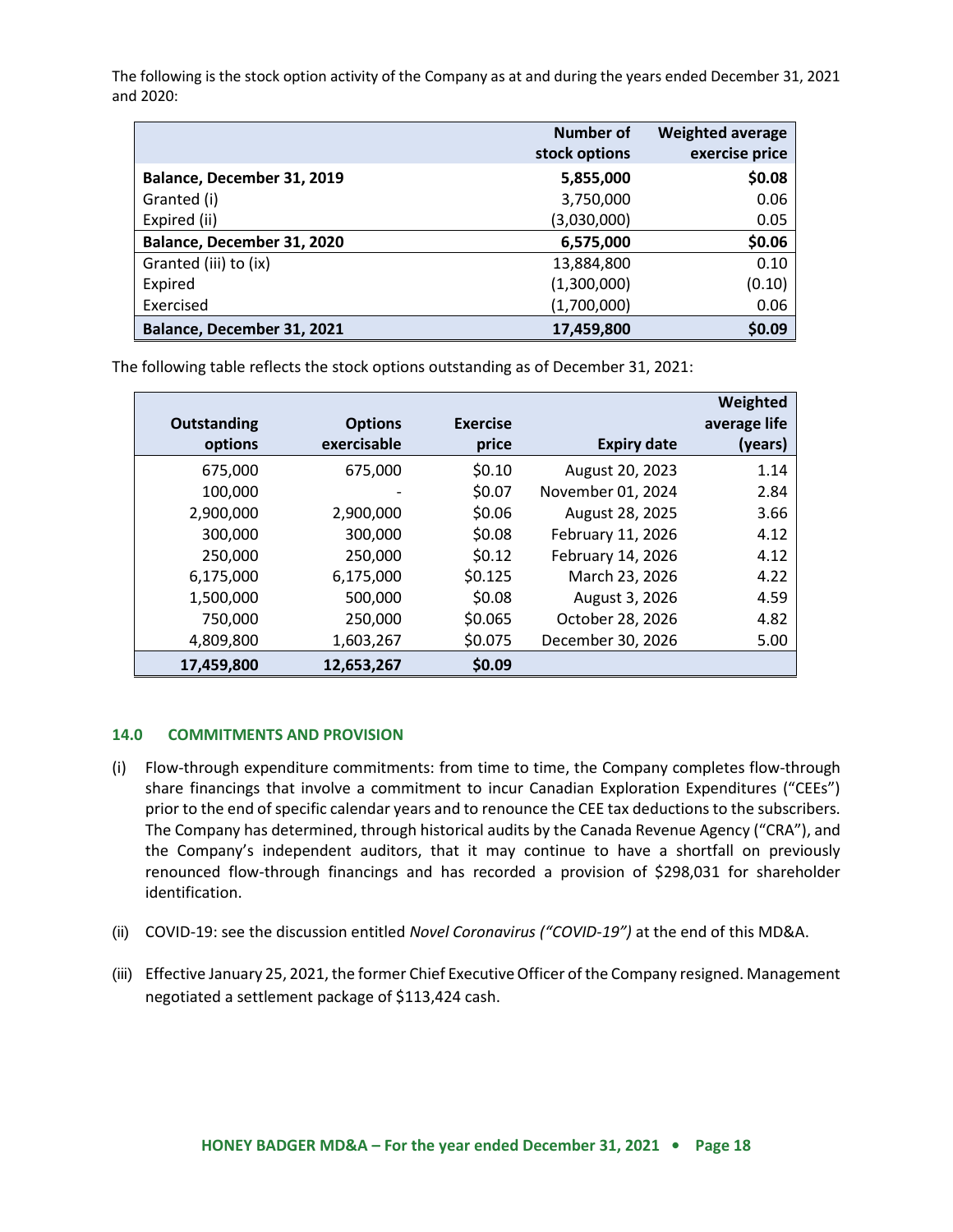The following is the stock option activity of the Company as at and during the years ended December 31, 2021 and 2020:

| | Number of stock options | Weighted average exercise price |
|---|---:|---:|
| **Balance, December 31, 2019** | **5,855,000** | **$0.08** |
| Granted (i) | 3,750,000 | 0.06 |
| Expired (ii) | (3,030,000) | 0.05 |
| **Balance, December 31, 2020** | **6,575,000** | **$0.06** |
| Granted (iii) to (ix) | 13,884,800 | 0.10 |
| Expired | (1,300,000) | (0.10) |
| Exercised | (1,700,000) | 0.06 |
| **Balance, December 31, 2021** | **17,459,800** | **$0.09** |

The following table reflects the stock options outstanding as of December 31, 2021:

| Outstanding options | Options exercisable | Exercise price | Expiry date | Weighted average life (years) |
|---:|---:|---:|---:|---:|
| 675,000 | 675,000 | $0.10 | August 20, 2023 | 1.14 |
| 100,000 | - | $0.07 | November 01, 2024 | 2.84 |
| 2,900,000 | 2,900,000 | $0.06 | August 28, 2025 | 3.66 |
| 300,000 | 300,000 | $0.08 | February 11, 2026 | 4.12 |
| 250,000 | 250,000 | $0.12 | February 14, 2026 | 4.12 |
| 6,175,000 | 6,175,000 | $0.125 | March 23, 2026 | 4.22 |
| 1,500,000 | 500,000 | $0.08 | August 3, 2026 | 4.59 |
| 750,000 | 250,000 | $0.065 | October 28, 2026 | 4.82 |
| 4,809,800 | 1,603,267 | $0.075 | December 30, 2026 | 5.00 |
| **17,459,800** | **12,653,267** | **$0.09** | | |

### 14.0 COMMITMENTS AND PROVISION

(i) Flow-through expenditure commitments: from time to time, the Company completes flow-through share financings that involve a commitment to incur Canadian Exploration Expenditures ("CEEs") prior to the end of specific calendar years and to renounce the CEE tax deductions to the subscribers. The Company has determined, through historical audits by the Canada Revenue Agency ("CRA"), and the Company's independent auditors, that it may continue to have a shortfall on previously renounced flow-through financings and has recorded a provision of $298,031 for shareholder identification.

(ii) COVID-19: see the discussion entitled *Novel Coronavirus ("COVID-19")* at the end of this MD&A.

(iii) Effective January 25, 2021, the former Chief Executive Officer of the Company resigned. Management negotiated a settlement package of $113,424 cash.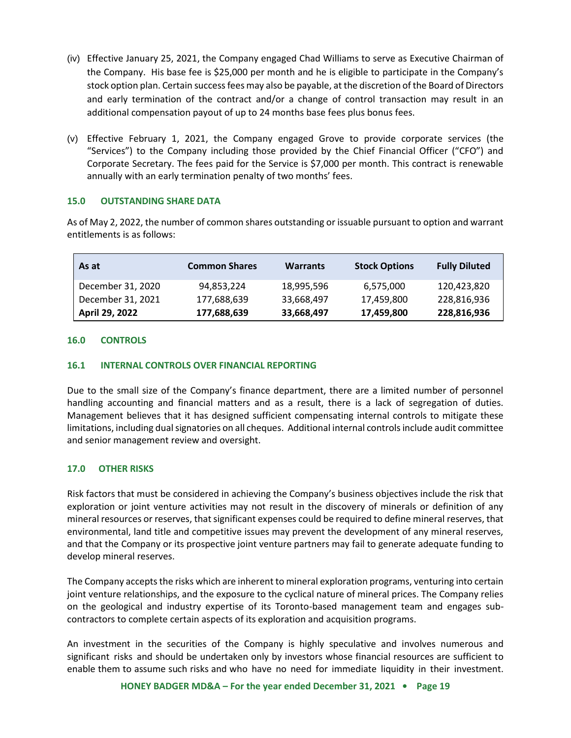(iv) Effective January 25, 2021, the Company engaged Chad Williams to serve as Executive Chairman of the Company. His base fee is $25,000 per month and he is eligible to participate in the Company's stock option plan. Certain success fees may also be payable, at the discretion of the Board of Directors and early termination of the contract and/or a change of control transaction may result in an additional compensation payout of up to 24 months base fees plus bonus fees.

(v) Effective February 1, 2021, the Company engaged Grove to provide corporate services (the "Services") to the Company including those provided by the Chief Financial Officer ("CFO") and Corporate Secretary. The fees paid for the Service is $7,000 per month. This contract is renewable annually with an early termination penalty of two months' fees.

## 15.0 OUTSTANDING SHARE DATA

As of May 2, 2022, the number of common shares outstanding or issuable pursuant to option and warrant entitlements is as follows:

| As at | Common Shares | Warrants | Stock Options | Fully Diluted |
|---|---|---|---|---|
| December 31, 2020 | 94,853,224 | 18,995,596 | 6,575,000 | 120,423,820 |
| December 31, 2021 | 177,688,639 | 33,668,497 | 17,459,800 | 228,816,936 |
| **April 29, 2022** | **177,688,639** | **33,668,497** | **17,459,800** | **228,816,936** |

## 16.0 CONTROLS

### 16.1 INTERNAL CONTROLS OVER FINANCIAL REPORTING

Due to the small size of the Company's finance department, there are a limited number of personnel handling accounting and financial matters and as a result, there is a lack of segregation of duties. Management believes that it has designed sufficient compensating internal controls to mitigate these limitations, including dual signatories on all cheques. Additional internal controls include audit committee and senior management review and oversight.

## 17.0 OTHER RISKS

Risk factors that must be considered in achieving the Company's business objectives include the risk that exploration or joint venture activities may not result in the discovery of minerals or definition of any mineral resources or reserves, that significant expenses could be required to define mineral reserves, that environmental, land title and competitive issues may prevent the development of any mineral reserves, and that the Company or its prospective joint venture partners may fail to generate adequate funding to develop mineral reserves.

The Company accepts the risks which are inherent to mineral exploration programs, venturing into certain joint venture relationships, and the exposure to the cyclical nature of mineral prices. The Company relies on the geological and industry expertise of its Toronto-based management team and engages sub-contractors to complete certain aspects of its exploration and acquisition programs.

An investment in the securities of the Company is highly speculative and involves numerous and significant risks and should be undertaken only by investors whose financial resources are sufficient to enable them to assume such risks and who have no need for immediate liquidity in their investment.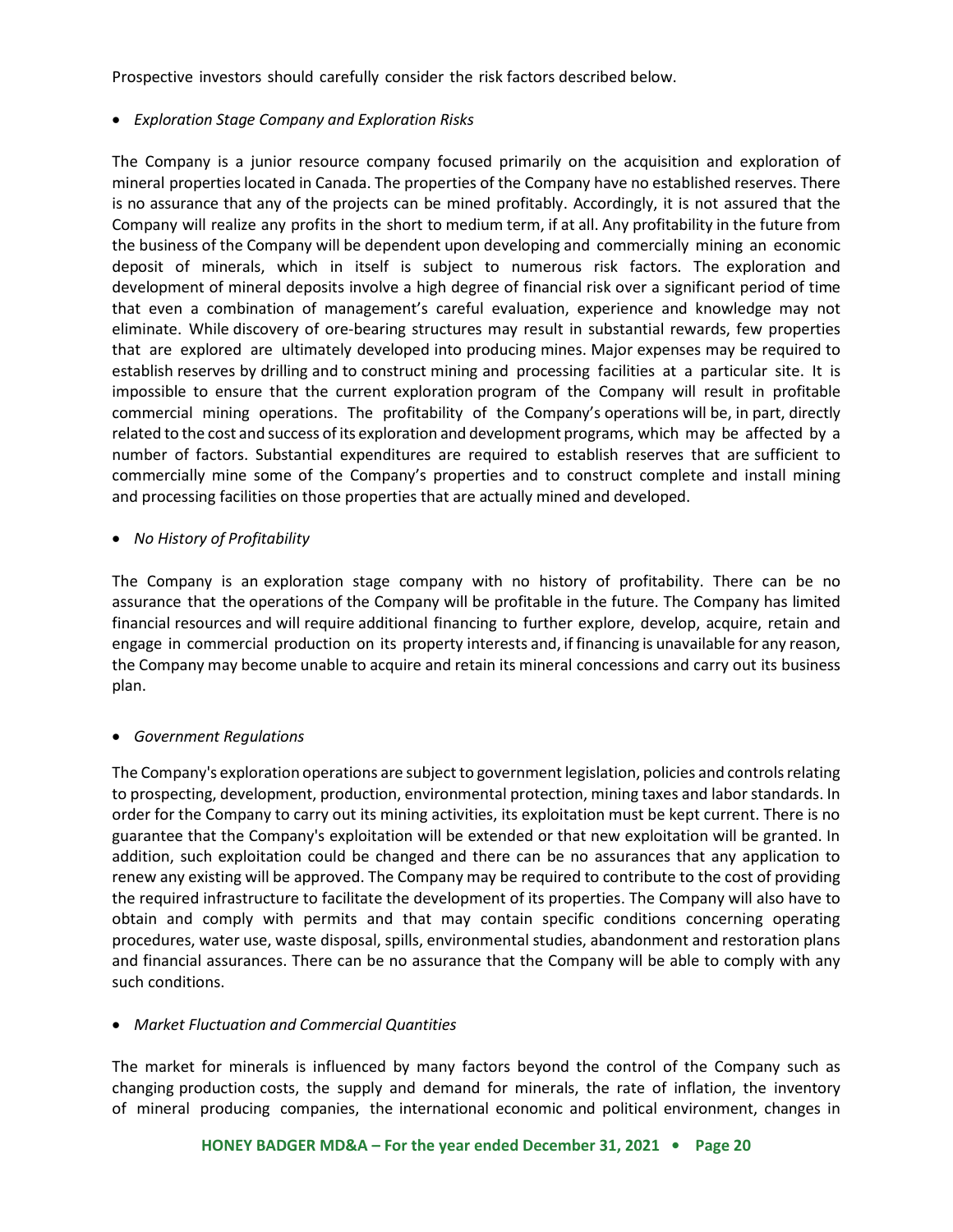Prospective investors should carefully consider the risk factors described below.

- *Exploration Stage Company and Exploration Risks*

The Company is a junior resource company focused primarily on the acquisition and exploration of mineral properties located in Canada. The properties of the Company have no established reserves. There is no assurance that any of the projects can be mined profitably. Accordingly, it is not assured that the Company will realize any profits in the short to medium term, if at all. Any profitability in the future from the business of the Company will be dependent upon developing and commercially mining an economic deposit of minerals, which in itself is subject to numerous risk factors. The exploration and development of mineral deposits involve a high degree of financial risk over a significant period of time that even a combination of management's careful evaluation, experience and knowledge may not eliminate. While discovery of ore-bearing structures may result in substantial rewards, few properties that are explored are ultimately developed into producing mines. Major expenses may be required to establish reserves by drilling and to construct mining and processing facilities at a particular site. It is impossible to ensure that the current exploration program of the Company will result in profitable commercial mining operations. The profitability of the Company's operations will be, in part, directly related to the cost and success of its exploration and development programs, which may be affected by a number of factors. Substantial expenditures are required to establish reserves that are sufficient to commercially mine some of the Company's properties and to construct complete and install mining and processing facilities on those properties that are actually mined and developed.

- *No History of Profitability*

The Company is an exploration stage company with no history of profitability. There can be no assurance that the operations of the Company will be profitable in the future. The Company has limited financial resources and will require additional financing to further explore, develop, acquire, retain and engage in commercial production on its property interests and, if financing is unavailable for any reason, the Company may become unable to acquire and retain its mineral concessions and carry out its business plan.

- *Government Regulations*

The Company's exploration operations are subject to government legislation, policies and controls relating to prospecting, development, production, environmental protection, mining taxes and labor standards. In order for the Company to carry out its mining activities, its exploitation must be kept current. There is no guarantee that the Company's exploitation will be extended or that new exploitation will be granted. In addition, such exploitation could be changed and there can be no assurances that any application to renew any existing will be approved. The Company may be required to contribute to the cost of providing the required infrastructure to facilitate the development of its properties. The Company will also have to obtain and comply with permits and that may contain specific conditions concerning operating procedures, water use, waste disposal, spills, environmental studies, abandonment and restoration plans and financial assurances. There can be no assurance that the Company will be able to comply with any such conditions.

- *Market Fluctuation and Commercial Quantities*

The market for minerals is influenced by many factors beyond the control of the Company such as changing production costs, the supply and demand for minerals, the rate of inflation, the inventory of mineral producing companies, the international economic and political environment, changes in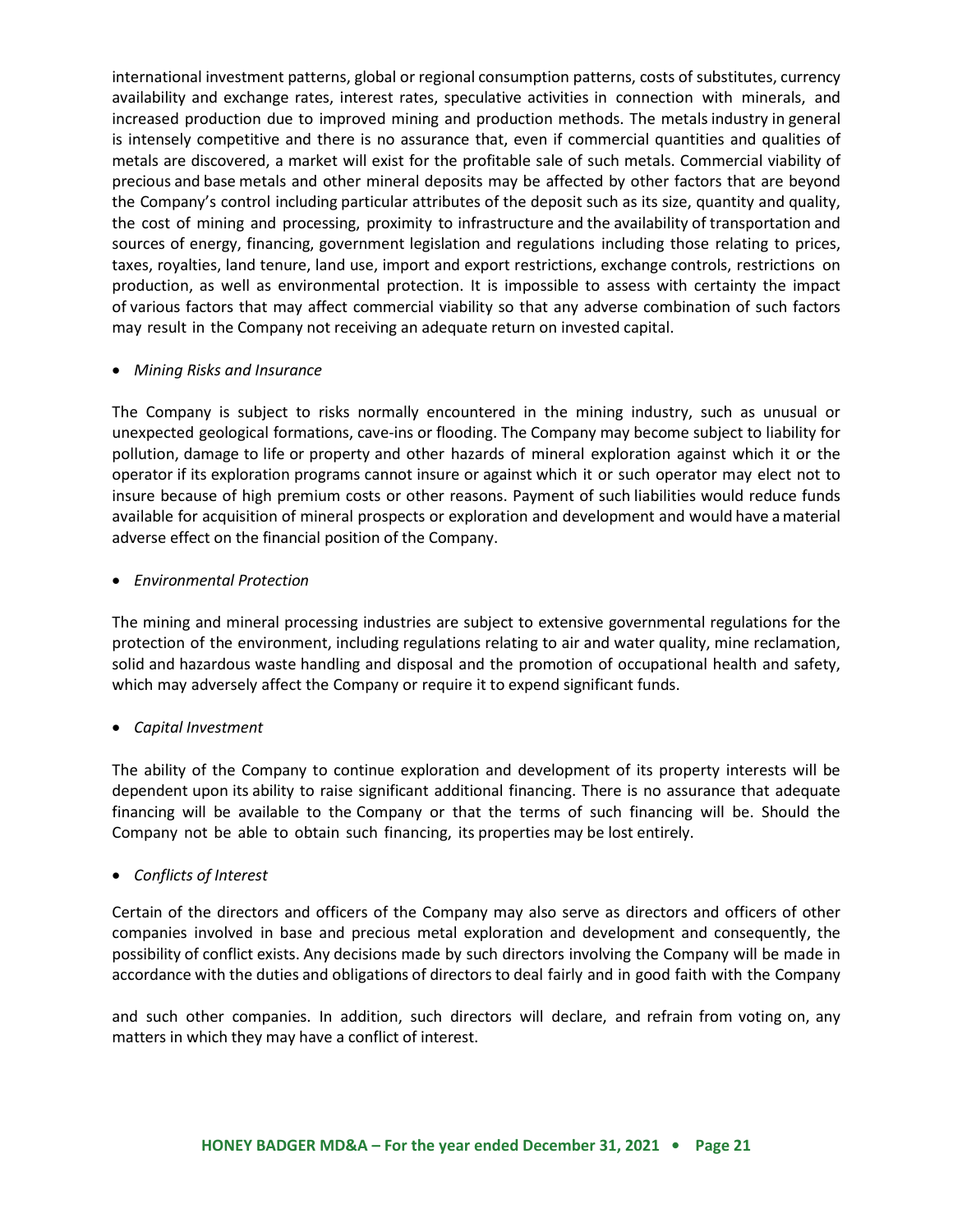international investment patterns, global or regional consumption patterns, costs of substitutes, currency availability and exchange rates, interest rates, speculative activities in connection with minerals, and increased production due to improved mining and production methods. The metals industry in general is intensely competitive and there is no assurance that, even if commercial quantities and qualities of metals are discovered, a market will exist for the profitable sale of such metals. Commercial viability of precious and base metals and other mineral deposits may be affected by other factors that are beyond the Company's control including particular attributes of the deposit such as its size, quantity and quality, the cost of mining and processing, proximity to infrastructure and the availability of transportation and sources of energy, financing, government legislation and regulations including those relating to prices, taxes, royalties, land tenure, land use, import and export restrictions, exchange controls, restrictions on production, as well as environmental protection. It is impossible to assess with certainty the impact of various factors that may affect commercial viability so that any adverse combination of such factors may result in the Company not receiving an adequate return on invested capital.

- *Mining Risks and Insurance*

The Company is subject to risks normally encountered in the mining industry, such as unusual or unexpected geological formations, cave-ins or flooding. The Company may become subject to liability for pollution, damage to life or property and other hazards of mineral exploration against which it or the operator if its exploration programs cannot insure or against which it or such operator may elect not to insure because of high premium costs or other reasons. Payment of such liabilities would reduce funds available for acquisition of mineral prospects or exploration and development and would have a material adverse effect on the financial position of the Company.

- *Environmental Protection*

The mining and mineral processing industries are subject to extensive governmental regulations for the protection of the environment, including regulations relating to air and water quality, mine reclamation, solid and hazardous waste handling and disposal and the promotion of occupational health and safety, which may adversely affect the Company or require it to expend significant funds.

- *Capital Investment*

The ability of the Company to continue exploration and development of its property interests will be dependent upon its ability to raise significant additional financing. There is no assurance that adequate financing will be available to the Company or that the terms of such financing will be. Should the Company not be able to obtain such financing, its properties may be lost entirely.

- *Conflicts of Interest*

Certain of the directors and officers of the Company may also serve as directors and officers of other companies involved in base and precious metal exploration and development and consequently, the possibility of conflict exists. Any decisions made by such directors involving the Company will be made in accordance with the duties and obligations of directors to deal fairly and in good faith with the Company and such other companies. In addition, such directors will declare, and refrain from voting on, any matters in which they may have a conflict of interest.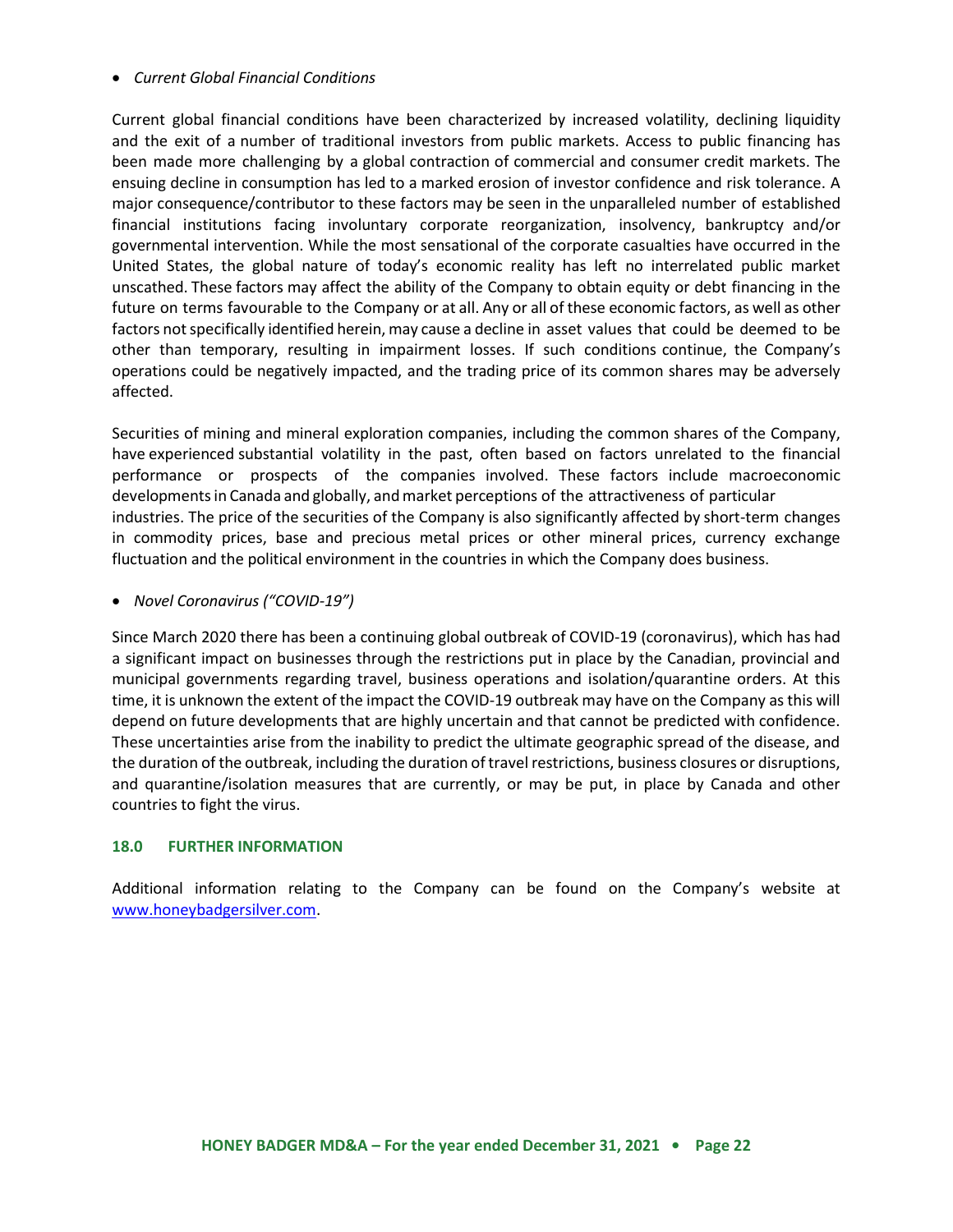- *Current Global Financial Conditions*

Current global financial conditions have been characterized by increased volatility, declining liquidity and the exit of a number of traditional investors from public markets. Access to public financing has been made more challenging by a global contraction of commercial and consumer credit markets. The ensuing decline in consumption has led to a marked erosion of investor confidence and risk tolerance. A major consequence/contributor to these factors may be seen in the unparalleled number of established financial institutions facing involuntary corporate reorganization, insolvency, bankruptcy and/or governmental intervention. While the most sensational of the corporate casualties have occurred in the United States, the global nature of today's economic reality has left no interrelated public market unscathed. These factors may affect the ability of the Company to obtain equity or debt financing in the future on terms favourable to the Company or at all. Any or all of these economic factors, as well as other factors not specifically identified herein, may cause a decline in asset values that could be deemed to be other than temporary, resulting in impairment losses. If such conditions continue, the Company's operations could be negatively impacted, and the trading price of its common shares may be adversely affected.

Securities of mining and mineral exploration companies, including the common shares of the Company, have experienced substantial volatility in the past, often based on factors unrelated to the financial performance or prospects of the companies involved. These factors include macroeconomic developments in Canada and globally, and market perceptions of the attractiveness of particular industries. The price of the securities of the Company is also significantly affected by short-term changes in commodity prices, base and precious metal prices or other mineral prices, currency exchange fluctuation and the political environment in the countries in which the Company does business.

- *Novel Coronavirus ("COVID-19")*

Since March 2020 there has been a continuing global outbreak of COVID-19 (coronavirus), which has had a significant impact on businesses through the restrictions put in place by the Canadian, provincial and municipal governments regarding travel, business operations and isolation/quarantine orders. At this time, it is unknown the extent of the impact the COVID-19 outbreak may have on the Company as this will depend on future developments that are highly uncertain and that cannot be predicted with confidence. These uncertainties arise from the inability to predict the ultimate geographic spread of the disease, and the duration of the outbreak, including the duration of travel restrictions, business closures or disruptions, and quarantine/isolation measures that are currently, or may be put, in place by Canada and other countries to fight the virus.

## 18.0 FURTHER INFORMATION

Additional information relating to the Company can be found on the Company's website at www.honeybadgersilver.com.